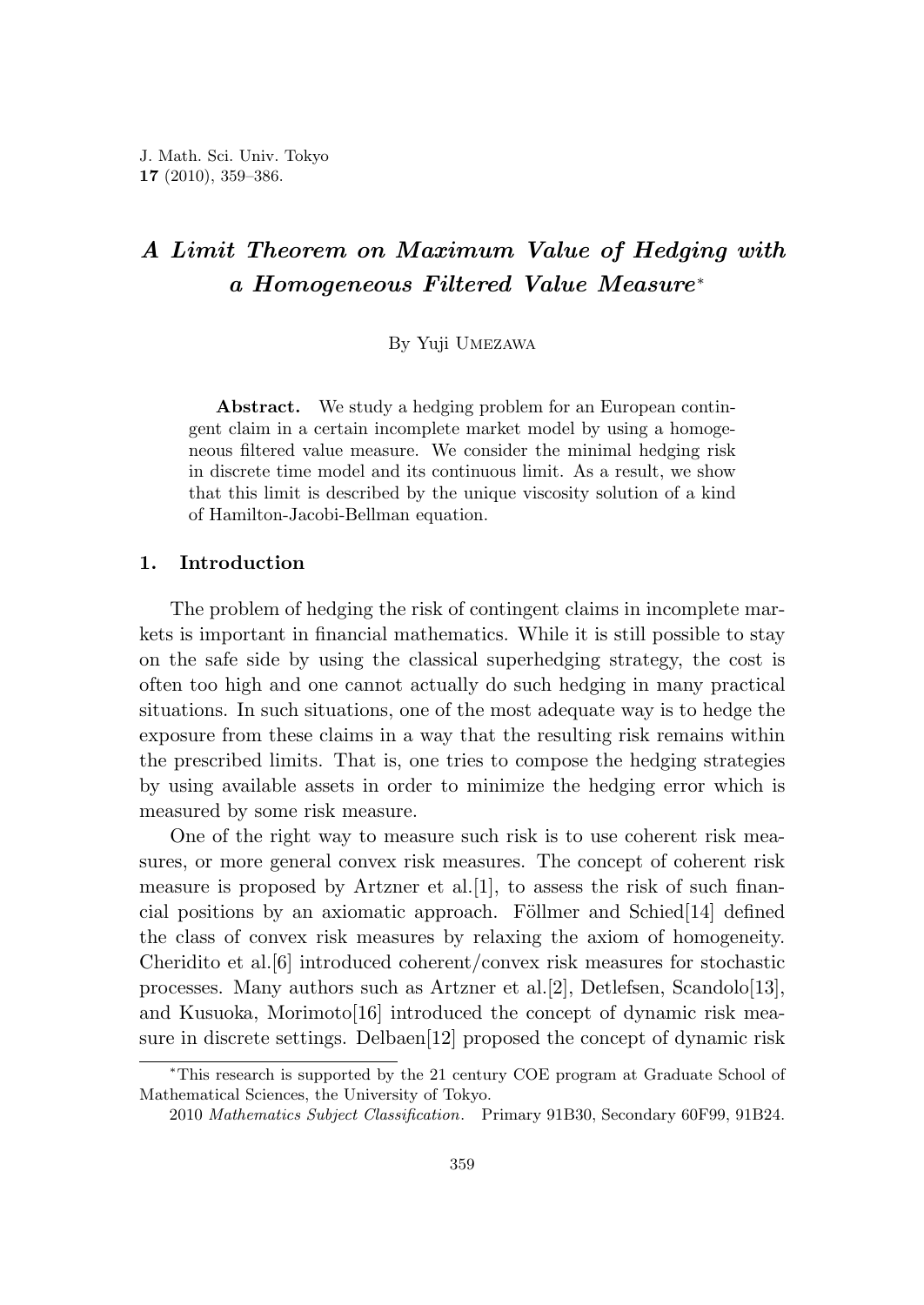# *A Limit Theorem on Maximum Value of Hedging with a Homogeneous Filtered Value Measure*\*

By Yuji Umezawa

**Abstract.** We study a hedging problem for an European contingent claim in a certain incomplete market model by using a homogeneous filtered value measure. We consider the minimal hedging risk in discrete time model and its continuous limit. As a result, we show that this limit is described by the unique viscosity solution of a kind of Hamilton-Jacobi-Bellman equation.

## 1. Introduction

The problem of hedging the risk of contingent claims in incomplete markets is important in financial mathematics. While it is still possible to stay on the safe side by using the classical superhedging strategy, the cost is often too high and one cannot actually do such hedging in many practical situations. In such situations, one of the most adequate way is to hedge the exposure from these claims in a way that the resulting risk remains within the prescribed limits. That is, one tries to compose the hedging strategies by using available assets in order to minimize the hedging error which is measured by some risk measure.

One of the right way to measure such risk is to use coherent risk measures, or more general convex risk measures. The concept of coherent risk measure is proposed by Artzner et al.[1], to assess the risk of such financial positions by an axiomatic approach. Föllmer and Schied[14] defined the class of convex risk measures by relaxing the axiom of homogeneity. Cheridito et al.[6] introduced coherent/convex risk measures for stochastic processes. Many authors such as Artzner et al.[2], Detlefsen, Scandolo[13], and Kusuoka, Morimoto[16] introduced the concept of dynamic risk measure in discrete settings. Delbaen[12] proposed the concept of dynamic risk

---

\*This research is supported by the 21 century COE program at Graduate School of Mathematical Sciences, the University of Tokyo.

2010 *Mathematics Subject Classification*. Primary 91B30, Secondary 60F99, 91B24.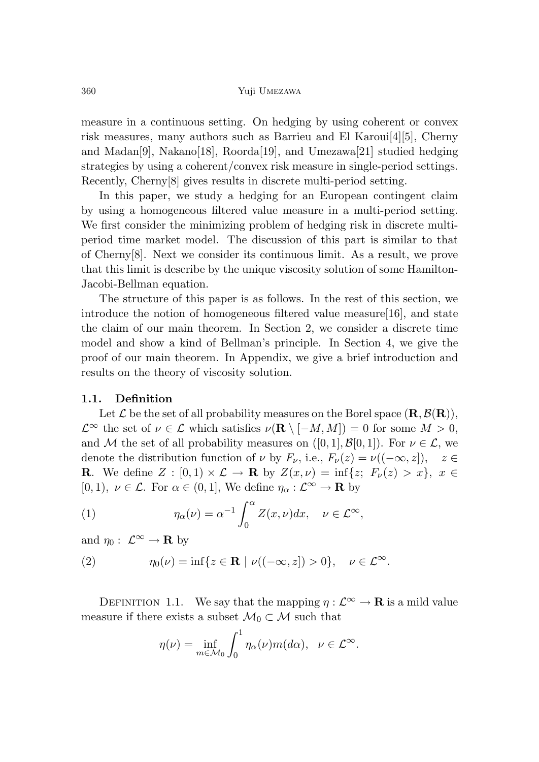measure in a continuous setting. On hedging by using coherent or convex risk measures, many authors such as Barrieu and El Karoui[4][5], Cherny and Madan[9], Nakano[18], Roorda[19], and Umezawa[21] studied hedging strategies by using a coherent/convex risk measure in single-period settings. Recently, Cherny[8] gives results in discrete multi-period setting.

In this paper, we study a hedging for an European contingent claim by using a homogeneous filtered value measure in a multi-period setting. We first consider the minimizing problem of hedging risk in discrete multi-period time market model. The discussion of this part is similar to that of Cherny[8]. Next we consider its continuous limit. As a result, we prove that this limit is describe by the unique viscosity solution of some Hamilton-Jacobi-Bellman equation.

The structure of this paper is as follows. In the rest of this section, we introduce the notion of homogeneous filtered value measure[16], and state the claim of our main theorem. In Section 2, we consider a discrete time model and show a kind of Bellman's principle. In Section 4, we give the proof of our main theorem. In Appendix, we give a brief introduction and results on the theory of viscosity solution.

### 1.1. Definition

Let $\mathcal{L}$ be the set of all probability measures on the Borel space $(\mathbf{R}, \mathcal{B}(\mathbf{R}))$, $\mathcal{L}^\infty$ the set of $\nu \in \mathcal{L}$ which satisfies $\nu(\mathbf{R} \setminus [-M, M]) = 0$ for some $M > 0$, and $\mathcal{M}$ the set of all probability measures on $([0,1], \mathcal{B}[0,1])$. For $\nu \in \mathcal{L}$, we denote the distribution function of $\nu$ by $F_\nu$, i.e., $F_\nu(z) = \nu((-\infty, z])$, $z \in \mathbf{R}$. We define $Z : [0,1) \times \mathcal{L} \to \mathbf{R}$ by $Z(x, \nu) = \inf\{z;\ F_\nu(z) > x\}$, $x \in [0,1)$, $\nu \in \mathcal{L}$. For $\alpha \in (0,1]$, We define $\eta_\alpha : \mathcal{L}^\infty \to \mathbf{R}$ by

$$\eta_\alpha(\nu) = \alpha^{-1} \int_0^\alpha Z(x, \nu) dx, \quad \nu \in \mathcal{L}^\infty, \tag{1}$$

and $\eta_0 :\ \mathcal{L}^\infty \to \mathbf{R}$ by

$$\eta_0(\nu) = \inf\{z \in \mathbf{R} \mid \nu((-\infty, z]) > 0\}, \quad \nu \in \mathcal{L}^\infty. \tag{2}$$

Definition 1.1. We say that the mapping $\eta : \mathcal{L}^\infty \to \mathbf{R}$ is a mild value measure if there exists a subset $\mathcal{M}_0 \subset \mathcal{M}$ such that

$$\eta(\nu) = \inf_{m \in \mathcal{M}_0} \int_0^1 \eta_\alpha(\nu) m(d\alpha), \quad \nu \in \mathcal{L}^\infty.$$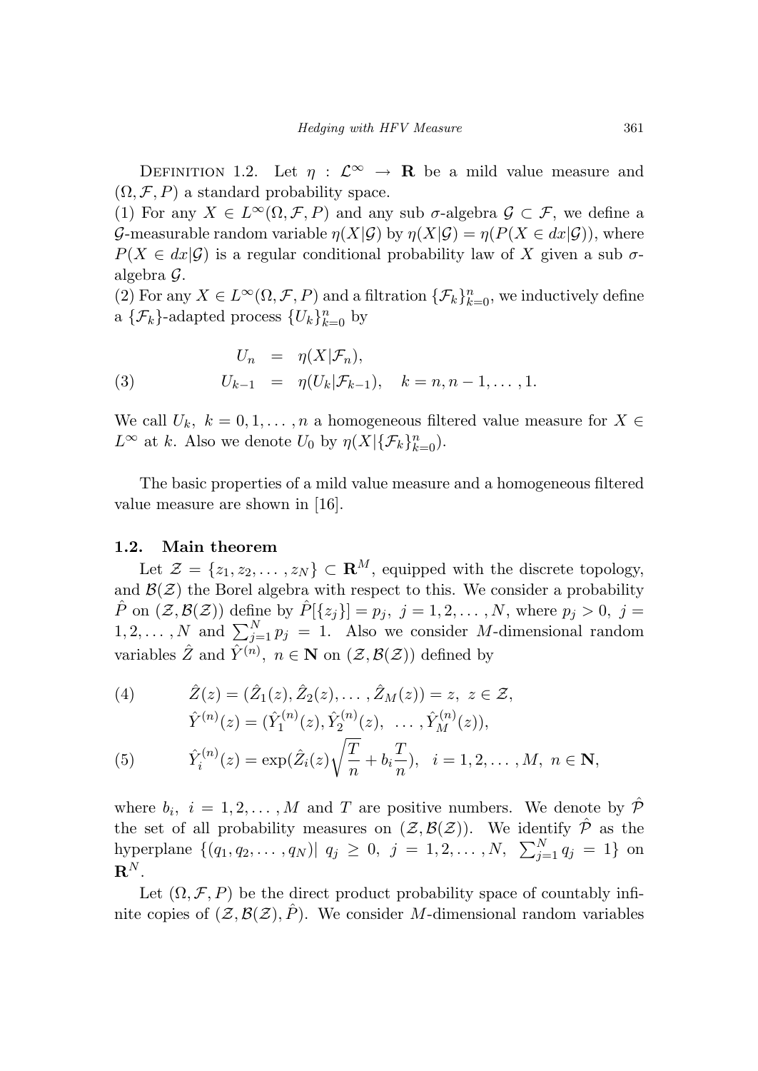Definition 1.2. Let $\eta : \mathcal{L}^\infty \to \mathbf{R}$ be a mild value measure and $(\Omega, \mathcal{F}, P)$ a standard probability space.

(1) For any $X \in L^\infty(\Omega, \mathcal{F}, P)$ and any sub $\sigma$-algebra $\mathcal{G} \subset \mathcal{F}$, we define a $\mathcal{G}$-measurable random variable $\eta(X|\mathcal{G})$ by $\eta(X|\mathcal{G}) = \eta(P(X \in dx|\mathcal{G}))$, where $P(X \in dx|\mathcal{G})$ is a regular conditional probability law of $X$ given a sub $\sigma$-algebra $\mathcal{G}$.

(2) For any $X \in L^\infty(\Omega, \mathcal{F}, P)$ and a filtration $\{\mathcal{F}_k\}_{k=0}^n$, we inductively define a $\{\mathcal{F}_k\}$-adapted process $\{U_k\}_{k=0}^n$ by

$$
\begin{aligned}
U_n &= \eta(X|\mathcal{F}_n), \\
U_{k-1} &= \eta(U_k|\mathcal{F}_{k-1}), \quad k = n, n-1, \ldots, 1.
\end{aligned} \tag{3}
$$

We call $U_k,\ k = 0, 1, \ldots, n$ a homogeneous filtered value measure for $X \in L^\infty$ at $k$. Also we denote $U_0$ by $\eta(X|\{\mathcal{F}_k\}_{k=0}^n)$.

The basic properties of a mild value measure and a homogeneous filtered value measure are shown in [16].

### 1.2. Main theorem

Let $\mathcal{Z} = \{z_1, z_2, \ldots, z_N\} \subset \mathbf{R}^M$, equipped with the discrete topology, and $\mathcal{B}(\mathcal{Z})$ the Borel algebra with respect to this. We consider a probability $\hat{P}$ on $(\mathcal{Z}, \mathcal{B}(\mathcal{Z}))$ define by $\hat{P}[\{z_j\}] = p_j,\ j = 1, 2, \ldots, N$, where $p_j > 0,\ j = 1, 2, \ldots, N$ and $\sum_{j=1}^N p_j = 1$. Also we consider $M$-dimensional random variables $\hat{Z}$ and $\hat{Y}^{(n)},\ n \in \mathbf{N}$ on $(\mathcal{Z}, \mathcal{B}(\mathcal{Z}))$ defined by

$$
\hat{Z}(z) = (\hat{Z}_1(z), \hat{Z}_2(z), \ldots, \hat{Z}_M(z)) = z,\ z \in \mathcal{Z}, \tag{4}
$$

$$
\hat{Y}^{(n)}(z) = (\hat{Y}_1^{(n)}(z), \hat{Y}_2^{(n)}(z),\ \ldots, \hat{Y}_M^{(n)}(z)),
$$

$$
\hat{Y}_i^{(n)}(z) = \exp(\hat{Z}_i(z)\sqrt{\frac{T}{n}} + b_i\frac{T}{n}), \quad i = 1, 2, \ldots, M,\ n \in \mathbf{N}, \tag{5}
$$

where $b_i,\ i = 1, 2, \ldots, M$ and $T$ are positive numbers. We denote by $\hat{\mathcal{P}}$ the set of all probability measures on $(\mathcal{Z}, \mathcal{B}(\mathcal{Z}))$. We identify $\hat{\mathcal{P}}$ as the hyperplane $\{(q_1, q_2, \ldots, q_N)|\ q_j \geq 0,\ j = 1, 2, \ldots, N,\ \sum_{j=1}^N q_j = 1\}$ on $\mathbf{R}^N$.

Let $(\Omega, \mathcal{F}, P)$ be the direct product probability space of countably infinite copies of $(\mathcal{Z}, \mathcal{B}(\mathcal{Z}), \hat{P})$. We consider $M$-dimensional random variables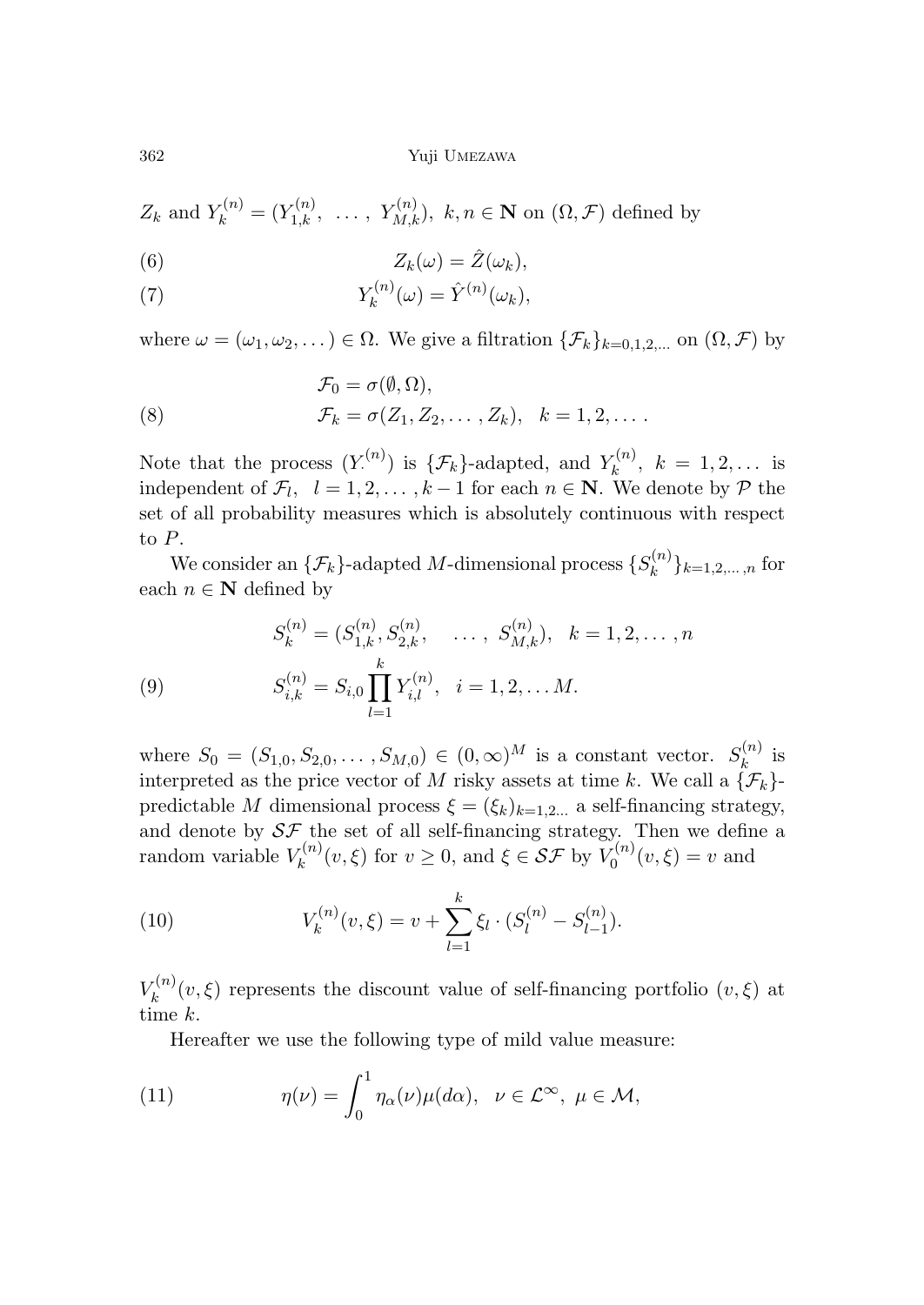$Z_k$ and $Y_k^{(n)} = (Y_{1,k}^{(n)}, \ \dots, \ Y_{M,k}^{(n)}), \ k, n \in \mathbf{N}$ on $(\Omega, \mathcal{F})$ defined by

$$Z_k(\omega) = \hat{Z}(\omega_k), \tag{6}$$

$$Y_k^{(n)}(\omega) = \hat{Y}^{(n)}(\omega_k), \tag{7}$$

where $\omega = (\omega_1, \omega_2, \dots) \in \Omega$. We give a filtration $\{\mathcal{F}_k\}_{k=0,1,2,\dots}$ on $(\Omega, \mathcal{F})$ by

$$\begin{aligned} &\mathcal{F}_0 = \sigma(\emptyset, \Omega), \\ &\mathcal{F}_k = \sigma(Z_1, Z_2, \dots, Z_k), \quad k = 1, 2, \dots. \end{aligned} \tag{8}$$

Note that the process $(Y_\cdot^{(n)})$ is $\{\mathcal{F}_k\}$-adapted, and $Y_k^{(n)}, \ k = 1, 2, \dots$ is independent of $\mathcal{F}_l, \ \ l = 1, 2, \dots, k-1$ for each $n \in \mathbf{N}$. We denote by $\mathcal{P}$ the set of all probability measures which is absolutely continuous with respect to $P$.

We consider an $\{\mathcal{F}_k\}$-adapted $M$-dimensional process $\{S_k^{(n)}\}_{k=1,2,\dots,n}$ for each $n \in \mathbf{N}$ defined by

$$\begin{aligned} &S_k^{(n)} = (S_{1,k}^{(n)}, S_{2,k}^{(n)}, \quad \dots, \ S_{M,k}^{(n)}), \quad k = 1, 2, \dots, n \\ &S_{i,k}^{(n)} = S_{i,0} \prod_{l=1}^{k} Y_{i,l}^{(n)}, \quad i = 1, 2, \dots M. \end{aligned} \tag{9}$$

where $S_0 = (S_{1,0}, S_{2,0}, \dots, S_{M,0}) \in (0, \infty)^M$ is a constant vector. $S_k^{(n)}$ is interpreted as the price vector of $M$ risky assets at time $k$. We call a $\{\mathcal{F}_k\}$-predictable $M$ dimensional process $\xi = (\xi_k)_{k=1,2\dots}$ a self-financing strategy, and denote by $\mathcal{SF}$ the set of all self-financing strategy. Then we define a random variable $V_k^{(n)}(v, \xi)$ for $v \geq 0$, and $\xi \in \mathcal{SF}$ by $V_0^{(n)}(v, \xi) = v$ and

$$V_k^{(n)}(v, \xi) = v + \sum_{l=1}^{k} \xi_l \cdot (S_l^{(n)} - S_{l-1}^{(n)}). \tag{10}$$

$V_k^{(n)}(v, \xi)$ represents the discount value of self-financing portfolio $(v, \xi)$ at time $k$.

Hereafter we use the following type of mild value measure:

$$\eta(\nu) = \int_0^1 \eta_\alpha(\nu) \mu(d\alpha), \quad \nu \in \mathcal{L}^\infty, \ \mu \in \mathcal{M}, \tag{11}$$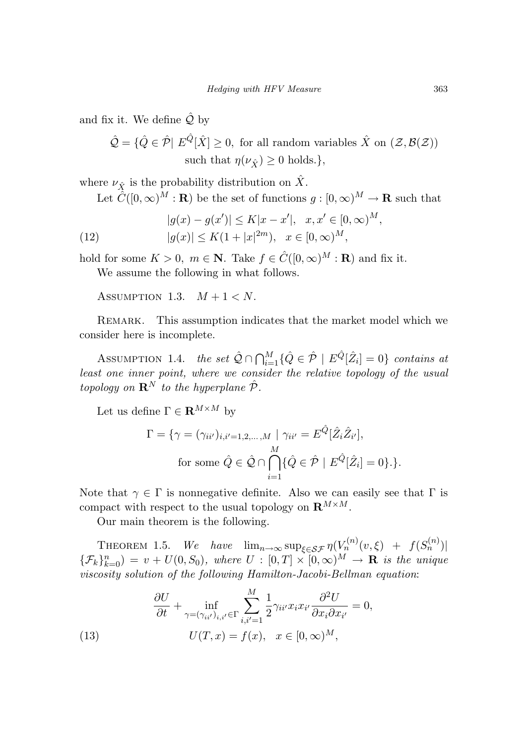and fix it. We define $\hat{\mathcal{Q}}$ by

$$\hat{\mathcal{Q}} = \{\hat{Q} \in \hat{\mathcal{P}} |\ E^{\hat{Q}}[\hat{X}] \geq 0, \text{ for all random variables } \hat{X} \text{ on } (\mathcal{Z}, \mathcal{B}(\mathcal{Z})) \text{ such that } \eta(\nu_{\hat{X}}) \geq 0 \text{ holds.}\},$$

where $\nu_{\hat{X}}$ is the probability distribution on $\hat{X}$.

Let $\hat{C}([0,\infty)^M : \mathbf{R})$ be the set of functions $g : [0,\infty)^M \to \mathbf{R}$ such that

$$
\begin{aligned}
&|g(x) - g(x')| \leq K|x - x'|, \quad x, x' \in [0,\infty)^M, \\
&|g(x)| \leq K(1 + |x|^{2m}), \quad x \in [0,\infty)^M,
\end{aligned}
\tag{12}
$$

hold for some $K > 0,\ m \in \mathbf{N}$. Take $f \in \hat{C}([0,\infty)^M : \mathbf{R})$ and fix it.

We assume the following in what follows.

Assumption 1.3. $M + 1 < N$.

Remark. This assumption indicates that the market model which we consider here is incomplete.

Assumption 1.4. *the set* $\hat{\mathcal{Q}} \cap \bigcap_{i=1}^{M} \{\hat{Q} \in \hat{\mathcal{P}} \mid E^{\hat{Q}}[\hat{Z}_i] = 0\}$ *contains at least one inner point, where we consider the relative topology of the usual topology on* $\mathbf{R}^N$ *to the hyperplane* $\hat{\mathcal{P}}$.

Let us define $\Gamma \in \mathbf{R}^{M \times M}$ by

$$\Gamma = \{\gamma = (\gamma_{ii'})_{i,i'=1,2,\dots,M} \mid \gamma_{ii'} = E^{\hat{Q}}[\hat{Z}_i \hat{Z}_{i'}], \text{ for some } \hat{Q} \in \hat{\mathcal{Q}} \cap \bigcap_{i=1}^{M} \{\hat{Q} \in \hat{\mathcal{P}} \mid E^{\hat{Q}}[\hat{Z}_i] = 0\}.\}.$$

Note that $\gamma \in \Gamma$ is nonnegative definite. Also we can easily see that $\Gamma$ is compact with respect to the usual topology on $\mathbf{R}^{M \times M}$.

Our main theorem is the following.

Theorem 1.5. *We have* $\lim_{n\to\infty} \sup_{\xi \in \mathcal{SF}} \eta(V_n^{(n)}(v,\xi) + f(S_n^{(n)}) | \{\mathcal{F}_k\}_{k=0}^n) = v + U(0, S_0)$, *where* $U : [0,T] \times [0,\infty)^M \to \mathbf{R}$ *is the unique viscosity solution of the following Hamilton-Jacobi-Bellman equation*:

$$
\begin{aligned}
&\frac{\partial U}{\partial t} + \inf_{\gamma = (\gamma_{ii'})_{i,i'} \in \Gamma} \sum_{i,i'=1}^{M} \frac{1}{2} \gamma_{ii'} x_i x_{i'} \frac{\partial^2 U}{\partial x_i \partial x_{i'}} = 0, \\
&U(T, x) = f(x), \quad x \in [0,\infty)^M,
\end{aligned}
\tag{13}
$$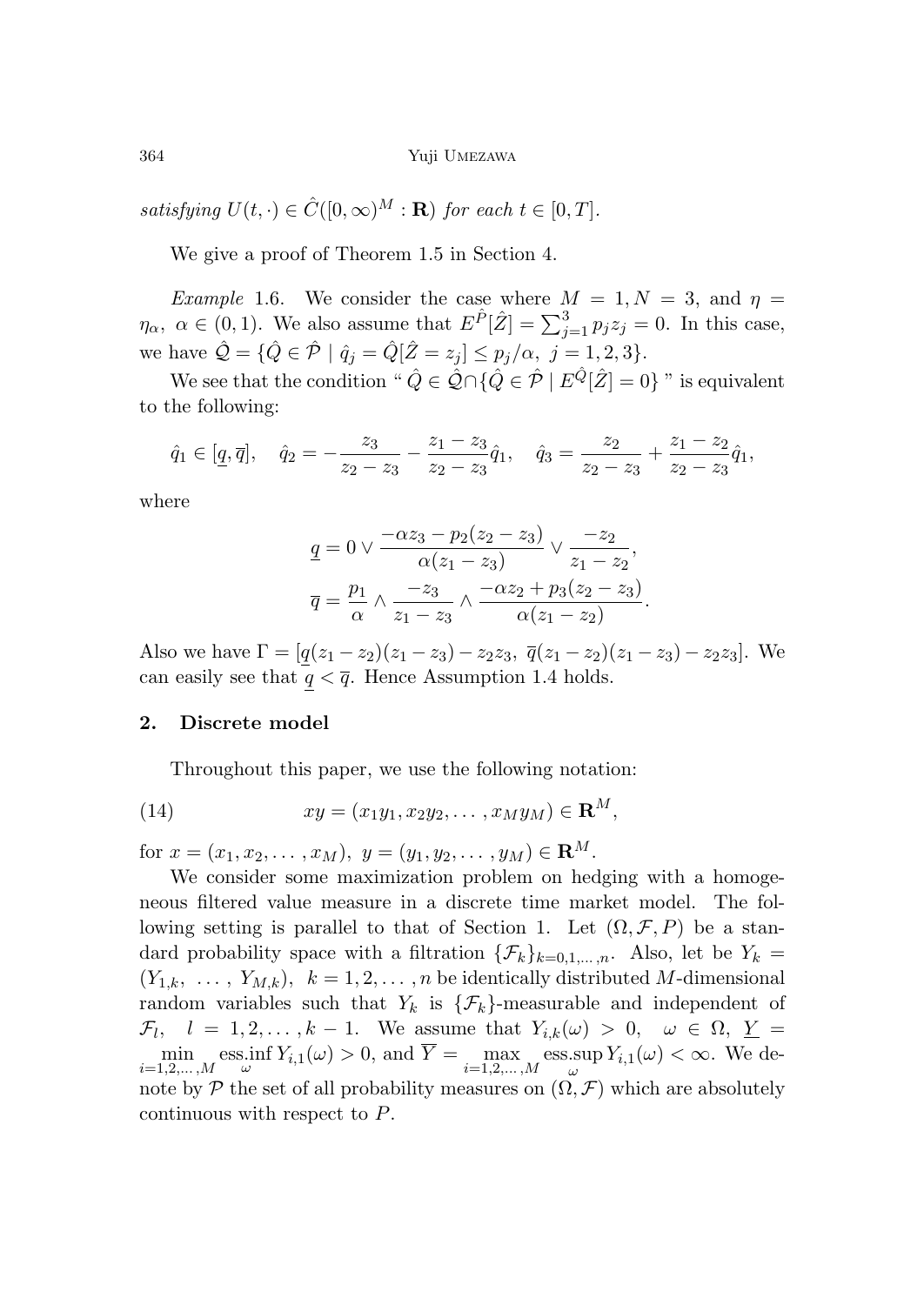*satisfying* $U(t, \cdot) \in \hat{C}([0,\infty)^M : \mathbf{R})$ *for each* $t \in [0, T]$.

We give a proof of Theorem 1.5 in Section 4.

*Example* 1.6. We consider the case where $M = 1, N = 3$, and $\eta = \eta_\alpha$, $\alpha \in (0, 1)$. We also assume that $E^{\hat{P}}[\hat{Z}] = \sum_{j=1}^{3} p_j z_j = 0$. In this case, we have $\hat{\mathcal{Q}} = \{\hat{Q} \in \hat{\mathcal{P}} \mid \hat{q}_j = \hat{Q}[\hat{Z} = z_j] \le p_j/\alpha,\ j = 1, 2, 3\}$.

We see that the condition " $\hat{Q} \in \hat{\mathcal{Q}} \cap \{\hat{Q} \in \hat{\mathcal{P}} \mid E^{\hat{Q}}[\hat{Z}] = 0\}$ " is equivalent to the following:

$$\hat{q}_1 \in [\underline{q}, \overline{q}], \quad \hat{q}_2 = -\frac{z_3}{z_2 - z_3} - \frac{z_1 - z_3}{z_2 - z_3}\hat{q}_1, \quad \hat{q}_3 = \frac{z_2}{z_2 - z_3} + \frac{z_1 - z_2}{z_2 - z_3}\hat{q}_1,$$

where

$$\underline{q} = 0 \vee \frac{-\alpha z_3 - p_2(z_2 - z_3)}{\alpha(z_1 - z_3)} \vee \frac{-z_2}{z_1 - z_2},$$
$$\overline{q} = \frac{p_1}{\alpha} \wedge \frac{-z_3}{z_1 - z_3} \wedge \frac{-\alpha z_2 + p_3(z_2 - z_3)}{\alpha(z_1 - z_2)}.$$

Also we have $\Gamma = [\underline{q}(z_1 - z_2)(z_1 - z_3) - z_2 z_3,\ \overline{q}(z_1 - z_2)(z_1 - z_3) - z_2 z_3]$. We can easily see that $\underline{q} < \overline{q}$. Hence Assumption 1.4 holds.

## 2. Discrete model

Throughout this paper, we use the following notation:

$$xy = (x_1 y_1, x_2 y_2, \ldots, x_M y_M) \in \mathbf{R}^M, \tag{14}$$

for $x = (x_1, x_2, \ldots, x_M),\ y = (y_1, y_2, \ldots, y_M) \in \mathbf{R}^M$.

We consider some maximization problem on hedging with a homogeneous filtered value measure in a discrete time market model. The following setting is parallel to that of Section 1. Let $(\Omega, \mathcal{F}, P)$ be a standard probability space with a filtration $\{\mathcal{F}_k\}_{k=0,1,\ldots,n}$. Also, let be $Y_k = (Y_{1,k}, \ \ldots, \ Y_{M,k}),\ k = 1, 2, \ldots, n$ be identically distributed $M$-dimensional random variables such that $Y_k$ is $\{\mathcal{F}_k\}$-measurable and independent of $\mathcal{F}_l$, $l = 1, 2, \ldots, k-1$. We assume that $Y_{i,k}(\omega) > 0$, $\omega \in \Omega$, $\underline{Y} = \min_{i=1,2,\ldots,M} \operatorname*{ess.inf}_{\omega} Y_{i,1}(\omega) > 0$, and $\overline{Y} = \max_{i=1,2,\ldots,M} \operatorname*{ess.sup}_{\omega} Y_{i,1}(\omega) < \infty$. We denote by $\mathcal{P}$ the set of all probability measures on $(\Omega, \mathcal{F})$ which are absolutely continuous with respect to $P$.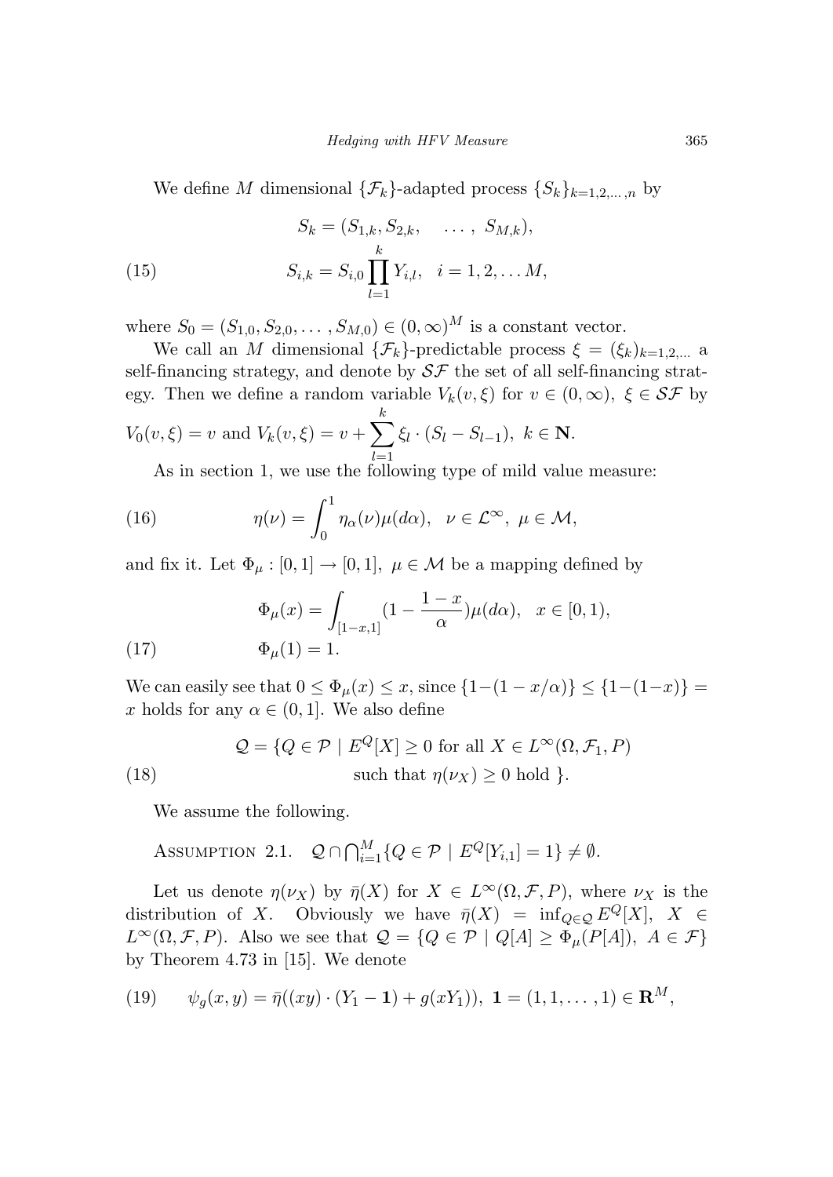We define $M$ dimensional $\{\mathcal{F}_k\}$-adapted process $\{S_k\}_{k=1,2,\dots,n}$ by

$$S_k = (S_{1,k}, S_{2,k}, \quad \dots, \ S_{M,k}),$$
$$S_{i,k} = S_{i,0} \prod_{l=1}^{k} Y_{i,l}, \quad i = 1, 2, \dots M, \tag{15}$$

where $S_0 = (S_{1,0}, S_{2,0}, \dots, S_{M,0}) \in (0, \infty)^M$ is a constant vector.

We call an $M$ dimensional $\{\mathcal{F}_k\}$-predictable process $\xi = (\xi_k)_{k=1,2,\dots}$ a self-financing strategy, and denote by $\mathcal{SF}$ the set of all self-financing strategy. Then we define a random variable $V_k(v, \xi)$ for $v \in (0, \infty), \ \xi \in \mathcal{SF}$ by

$V_0(v, \xi) = v$ and $V_k(v, \xi) = v + \sum_{l=1}^{k} \xi_l \cdot (S_l - S_{l-1}), \ k \in \mathbf{N}.$

As in section 1, we use the following type of mild value measure:

$$\eta(\nu) = \int_0^1 \eta_\alpha(\nu) \mu(d\alpha), \quad \nu \in \mathcal{L}^\infty, \ \mu \in \mathcal{M}, \tag{16}$$

and fix it. Let $\Phi_\mu : [0, 1] \to [0, 1], \ \mu \in \mathcal{M}$ be a mapping defined by

$$\Phi_\mu(x) = \int_{[1-x,1]} \left(1 - \frac{1-x}{\alpha}\right) \mu(d\alpha), \quad x \in [0, 1),$$
$$\Phi_\mu(1) = 1. \tag{17}$$

We can easily see that $0 \le \Phi_\mu(x) \le x$, since $\{1-(1-x/\alpha)\} \le \{1-(1-x)\} = x$ holds for any $\alpha \in (0, 1]$. We also define

$$\mathcal{Q} = \{Q \in \mathcal{P} \mid E^Q[X] \ge 0 \text{ for all } X \in L^\infty(\Omega, \mathcal{F}_1, P)$$
$$\text{such that } \eta(\nu_X) \ge 0 \text{ hold } \}. \tag{18}$$

We assume the following.

Assumption 2.1. $\mathcal{Q} \cap \bigcap_{i=1}^M \{Q \in \mathcal{P} \mid E^Q[Y_{i,1}] = 1\} \ne \emptyset$.

Let us denote $\eta(\nu_X)$ by $\bar{\eta}(X)$ for $X \in L^\infty(\Omega, \mathcal{F}, P)$, where $\nu_X$ is the distribution of $X$. Obviously we have $\bar{\eta}(X) = \inf_{Q \in \mathcal{Q}} E^Q[X], \ X \in L^\infty(\Omega, \mathcal{F}, P)$. Also we see that $\mathcal{Q} = \{Q \in \mathcal{P} \mid Q[A] \ge \Phi_\mu(P[A]), \ A \in \mathcal{F}\}$ by Theorem 4.73 in [15]. We denote

$$\psi_g(x, y) = \bar{\eta}((xy) \cdot (Y_1 - \mathbf{1}) + g(xY_1)), \ \mathbf{1} = (1, 1, \dots, 1) \in \mathbf{R}^M, \tag{19}$$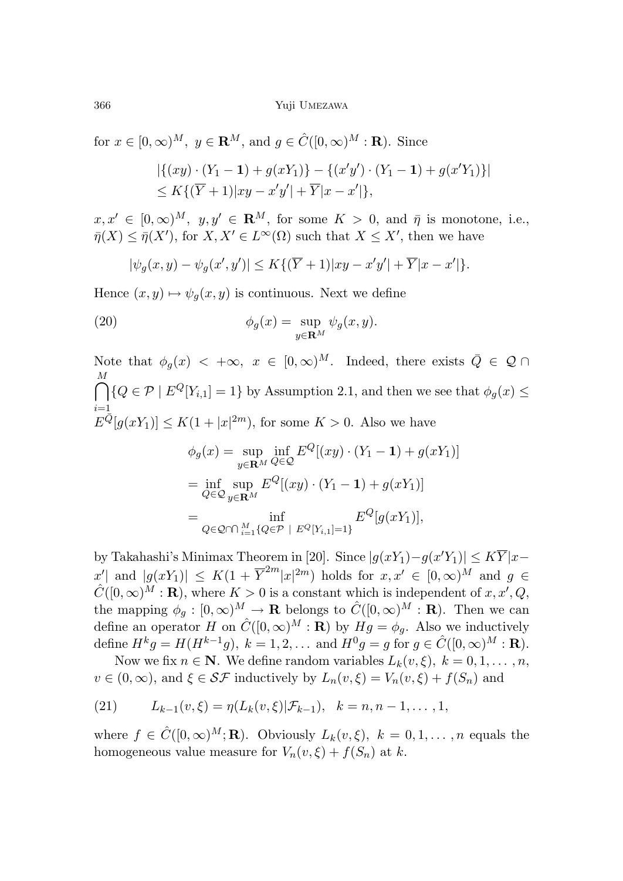for $x \in [0,\infty)^M,\ y \in \mathbf{R}^M$, and $g \in \hat{C}([0,\infty)^M : \mathbf{R})$. Since

$$
\begin{aligned}
&|\{(xy)\cdot(Y_1 - \mathbf{1}) + g(xY_1)\} - \{(x'y')\cdot(Y_1 - \mathbf{1}) + g(x'Y_1)\}| \\
&\le K\{(\overline{Y}+1)|xy - x'y'| + \overline{Y}|x - x'|\},
\end{aligned}
$$

$x, x' \in [0,\infty)^M,\ y, y' \in \mathbf{R}^M$, for some $K > 0$, and $\bar{\eta}$ is monotone, i.e., $\bar{\eta}(X) \le \bar{\eta}(X')$, for $X, X' \in L^\infty(\Omega)$ such that $X \le X'$, then we have

$$
|\psi_g(x,y) - \psi_g(x',y')| \le K\{(\overline{Y}+1)|xy - x'y'| + \overline{Y}|x - x'|\}.
$$

Hence $(x,y) \mapsto \psi_g(x,y)$ is continuous. Next we define

$$
\phi_g(x) = \sup_{y \in \mathbf{R}^M} \psi_g(x,y). \tag{20}
$$

Note that $\phi_g(x) < +\infty,\ x \in [0,\infty)^M$. Indeed, there exists $\bar{Q} \in \mathcal{Q} \cap \bigcap_{i=1}^{M} \{Q \in \mathcal{P} \mid E^Q[Y_{i,1}] = 1\}$ by Assumption 2.1, and then we see that $\phi_g(x) \le E^{\bar{Q}}[g(xY_1)] \le K(1 + |x|^{2m})$, for some $K > 0$. Also we have

$$
\begin{aligned}
\phi_g(x) &= \sup_{y \in \mathbf{R}^M} \inf_{Q \in \mathcal{Q}} E^Q[(xy)\cdot(Y_1 - \mathbf{1}) + g(xY_1)] \\
&= \inf_{Q \in \mathcal{Q}} \sup_{y \in \mathbf{R}^M} E^Q[(xy)\cdot(Y_1 - \mathbf{1}) + g(xY_1)] \\
&= \inf_{Q \in \mathcal{Q} \cap \bigcap_{i=1}^{M} \{Q \in \mathcal{P} \mid E^Q[Y_{i,1}] = 1\}} E^Q[g(xY_1)],
\end{aligned}
$$

by Takahashi's Minimax Theorem in [20]. Since $|g(xY_1) - g(x'Y_1)| \le K\overline{Y}|x - x'|$ and $|g(xY_1)| \le K(1 + \overline{Y}^{2m}|x|^{2m})$ holds for $x, x' \in [0,\infty)^M$ and $g \in \hat{C}([0,\infty)^M : \mathbf{R})$, where $K > 0$ is a constant which is independent of $x, x', Q$, the mapping $\phi_g : [0,\infty)^M \to \mathbf{R}$ belongs to $\hat{C}([0,\infty)^M : \mathbf{R})$. Then we can define an operator $H$ on $\hat{C}([0,\infty)^M : \mathbf{R})$ by $Hg = \phi_g$. Also we inductively define $H^k g = H(H^{k-1}g),\ k = 1, 2, \ldots$ and $H^0 g = g$ for $g \in \hat{C}([0,\infty)^M : \mathbf{R})$.

Now we fix $n \in \mathbf{N}$. We define random variables $L_k(v,\xi),\ k = 0, 1, \ldots, n$, $v \in (0,\infty)$, and $\xi \in \mathcal{SF}$ inductively by $L_n(v,\xi) = V_n(v,\xi) + f(S_n)$ and

$$
L_{k-1}(v,\xi) = \eta(L_k(v,\xi)|\mathcal{F}_{k-1}), \quad k = n, n-1, \ldots, 1, \tag{21}
$$

where $f \in \hat{C}([0,\infty)^M; \mathbf{R})$. Obviously $L_k(v,\xi),\ k = 0, 1, \ldots, n$ equals the homogeneous value measure for $V_n(v,\xi) + f(S_n)$ at $k$.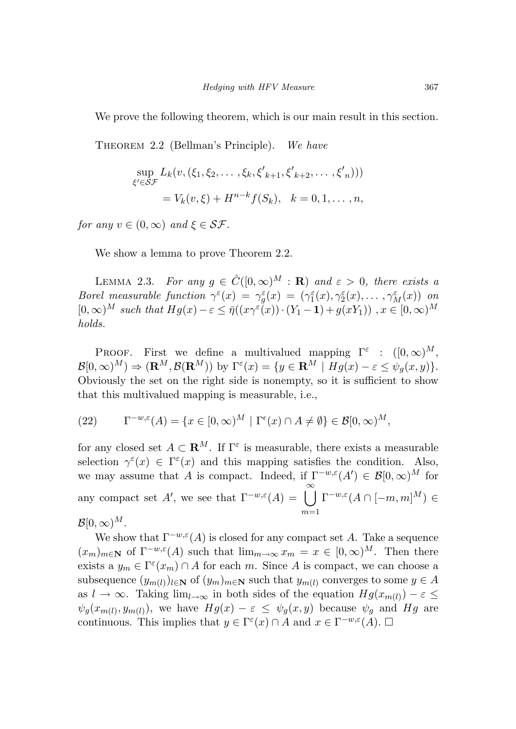We prove the following theorem, which is our main result in this section.

Theorem 2.2 (Bellman's Principle). *We have*

$$\sup_{\xi' \in \mathcal{SF}} L_k(v, (\xi_1, \xi_2, \dots, \xi_k, {\xi'}_{k+1}, {\xi'}_{k+2}, \dots, {\xi'}_n)))$$
$$= V_k(v, \xi) + H^{n-k} f(S_k), \quad k = 0, 1, \dots, n,$$

*for any* $v \in (0, \infty)$ *and* $\xi \in \mathcal{SF}$.

We show a lemma to prove Theorem 2.2.

Lemma 2.3. *For any* $g \in \hat{C}([0,\infty)^M : \mathbf{R})$ *and* $\varepsilon > 0$, *there exists a Borel measurable function* $\gamma^\varepsilon(x) = \gamma^\varepsilon_g(x) = (\gamma^\varepsilon_1(x), \gamma^\varepsilon_2(x), \dots, \gamma^\varepsilon_M(x))$ *on* $[0,\infty)^M$ *such that* $Hg(x) - \varepsilon \leq \bar{\eta}((x\gamma^\varepsilon(x)) \cdot (Y_1 - \mathbf{1}) + g(xY_1))$ , $x \in [0,\infty)^M$ *holds.*

Proof. First we define a multivalued mapping $\Gamma^\varepsilon : ([0,\infty)^M, \mathcal{B}[0,\infty)^M) \Rightarrow (\mathbf{R}^M, \mathcal{B}(\mathbf{R}^M))$ by $\Gamma^\varepsilon(x) = \{y \in \mathbf{R}^M \mid Hg(x) - \varepsilon \leq \psi_g(x,y)\}$. Obviously the set on the right side is nonempty, so it is sufficient to show that this multivalued mapping is measurable, i.e.,

$$\Gamma^{-w,\varepsilon}(A) = \{x \in [0,\infty)^M \mid \Gamma^\epsilon(x) \cap A \neq \emptyset\} \in \mathcal{B}[0,\infty)^M, \tag{22}$$

for any closed set $A \subset \mathbf{R}^M$. If $\Gamma^\varepsilon$ is measurable, there exists a measurable selection $\gamma^\varepsilon(x) \in \Gamma^\varepsilon(x)$ and this mapping satisfies the condition. Also, we may assume that $A$ is compact. Indeed, if $\Gamma^{-w,\varepsilon}(A') \in \mathcal{B}[0,\infty)^M$ for any compact set $A'$, we see that $\Gamma^{-w,\varepsilon}(A) = \bigcup_{m=1}^{\infty} \Gamma^{-w,\varepsilon}(A \cap [-m,m]^M) \in \mathcal{B}[0,\infty)^M$.

We show that $\Gamma^{-w,\varepsilon}(A)$ is closed for any compact set $A$. Take a sequence $(x_m)_{m\in\mathbf{N}}$ of $\Gamma^{-w,\varepsilon}(A)$ such that $\lim_{m\to\infty} x_m = x \in [0,\infty)^M$. Then there exists a $y_m \in \Gamma^\varepsilon(x_m) \cap A$ for each $m$. Since $A$ is compact, we can choose a subsequence $(y_{m(l)})_{l\in\mathbf{N}}$ of $(y_m)_{m\in\mathbf{N}}$ such that $y_{m(l)}$ converges to some $y \in A$ as $l \to \infty$. Taking $\lim_{l\to\infty}$ in both sides of the equation $Hg(x_{m(l)}) - \varepsilon \leq \psi_g(x_{m(l)}, y_{m(l)})$, we have $Hg(x) - \varepsilon \leq \psi_g(x,y)$ because $\psi_g$ and $Hg$ are continuous. This implies that $y \in \Gamma^\varepsilon(x) \cap A$ and $x \in \Gamma^{-w,\varepsilon}(A)$. □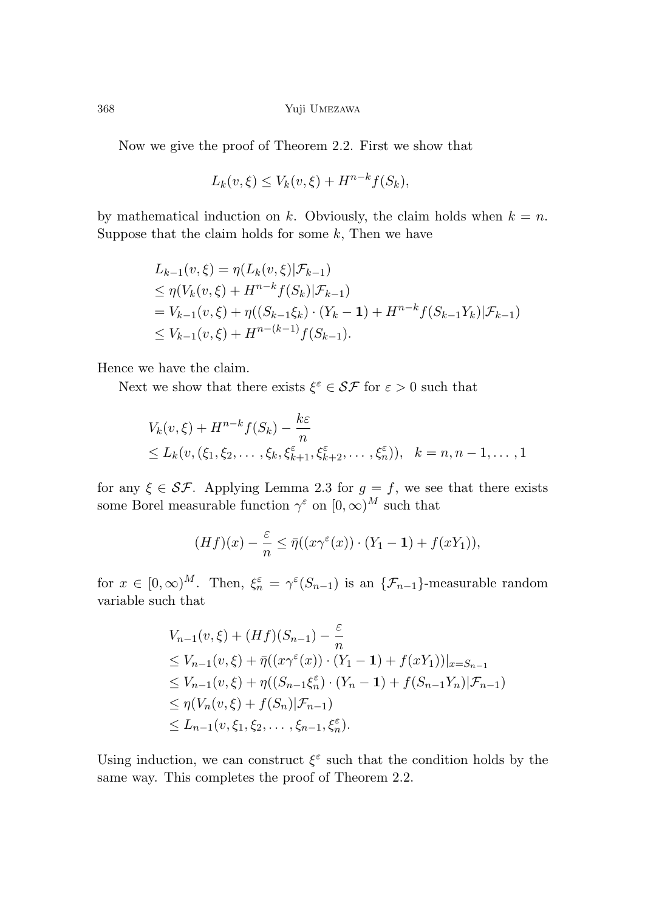Now we give the proof of Theorem 2.2. First we show that

$$L_k(v, \xi) \le V_k(v, \xi) + H^{n-k} f(S_k),$$

by mathematical induction on $k$. Obviously, the claim holds when $k = n$. Suppose that the claim holds for some $k$, Then we have

$$\begin{aligned}
&L_{k-1}(v, \xi) = \eta(L_k(v, \xi)|\mathcal{F}_{k-1}) \\
&\le \eta(V_k(v, \xi) + H^{n-k} f(S_k)|\mathcal{F}_{k-1}) \\
&= V_{k-1}(v, \xi) + \eta((S_{k-1}\xi_k) \cdot (Y_k - \mathbf{1}) + H^{n-k} f(S_{k-1}Y_k)|\mathcal{F}_{k-1}) \\
&\le V_{k-1}(v, \xi) + H^{n-(k-1)} f(S_{k-1}).
\end{aligned}$$

Hence we have the claim.

Next we show that there exists $\xi^\varepsilon \in \mathcal{SF}$ for $\varepsilon > 0$ such that

$$\begin{aligned}
&V_k(v, \xi) + H^{n-k} f(S_k) - \frac{k\varepsilon}{n} \\
&\le L_k(v, (\xi_1, \xi_2, \dots, \xi_k, \xi^\varepsilon_{k+1}, \xi^\varepsilon_{k+2}, \dots, \xi^\varepsilon_n)), \quad k = n, n-1, \dots, 1
\end{aligned}$$

for any $\xi \in \mathcal{SF}$. Applying Lemma 2.3 for $g = f$, we see that there exists some Borel measurable function $\gamma^\varepsilon$ on $[0, \infty)^M$ such that

$$(Hf)(x) - \frac{\varepsilon}{n} \le \bar{\eta}((x\gamma^\varepsilon(x)) \cdot (Y_1 - \mathbf{1}) + f(xY_1)),$$

for $x \in [0, \infty)^M$. Then, $\xi^\varepsilon_n = \gamma^\varepsilon(S_{n-1})$ is an $\{\mathcal{F}_{n-1}\}$-measurable random variable such that

$$\begin{aligned}
&V_{n-1}(v, \xi) + (Hf)(S_{n-1}) - \frac{\varepsilon}{n} \\
&\le V_{n-1}(v, \xi) + \bar{\eta}((x\gamma^\varepsilon(x)) \cdot (Y_1 - \mathbf{1}) + f(xY_1))|_{x = S_{n-1}} \\
&\le V_{n-1}(v, \xi) + \eta((S_{n-1}\xi^\varepsilon_n) \cdot (Y_n - \mathbf{1}) + f(S_{n-1}Y_n)|\mathcal{F}_{n-1}) \\
&\le \eta(V_n(v, \xi) + f(S_n)|\mathcal{F}_{n-1}) \\
&\le L_{n-1}(v, \xi_1, \xi_2, \dots, \xi_{n-1}, \xi^\varepsilon_n).
\end{aligned}$$

Using induction, we can construct $\xi^\varepsilon$ such that the condition holds by the same way. This completes the proof of Theorem 2.2.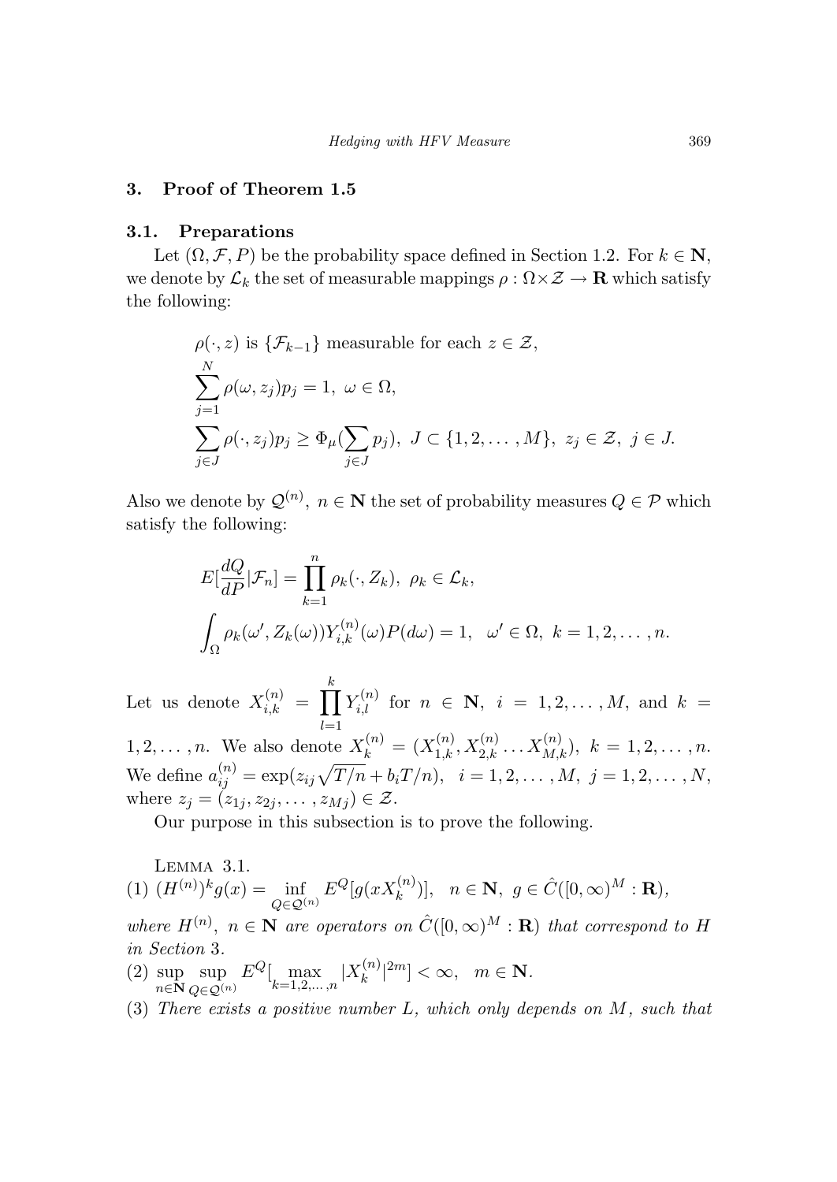## 3. Proof of Theorem 1.5

### 3.1. Preparations

Let $(\Omega, \mathcal{F}, P)$ be the probability space defined in Section 1.2. For $k \in \mathbf{N}$, we denote by $\mathcal{L}_k$ the set of measurable mappings $\rho : \Omega \times \mathcal{Z} \to \mathbf{R}$ which satisfy the following:

$$
\begin{aligned}
&\rho(\cdot, z) \text{ is } \{\mathcal{F}_{k-1}\} \text{ measurable for each } z \in \mathcal{Z}, \\
&\sum_{j=1}^{N} \rho(\omega, z_j) p_j = 1, \ \omega \in \Omega, \\
&\sum_{j \in J} \rho(\cdot, z_j) p_j \geq \Phi_\mu(\sum_{j \in J} p_j), \ J \subset \{1, 2, \ldots, M\}, \ z_j \in \mathcal{Z}, \ j \in J.
\end{aligned}
$$

Also we denote by $\mathcal{Q}^{(n)}$, $n \in \mathbf{N}$ the set of probability measures $Q \in \mathcal{P}$ which satisfy the following:

$$
\begin{aligned}
&E[\frac{dQ}{dP}|\mathcal{F}_n] = \prod_{k=1}^{n} \rho_k(\cdot, Z_k), \ \rho_k \in \mathcal{L}_k, \\
&\int_\Omega \rho_k(\omega', Z_k(\omega)) Y_{i,k}^{(n)}(\omega) P(d\omega) = 1, \ \ \omega' \in \Omega, \ k = 1, 2, \ldots, n.
\end{aligned}
$$

Let us denote $X_{i,k}^{(n)} = \prod_{l=1}^{k} Y_{i,l}^{(n)}$ for $n \in \mathbf{N}$, $i = 1, 2, \ldots, M$, and $k = 1, 2, \ldots, n$. We also denote $X_k^{(n)} = (X_{1,k}^{(n)}, X_{2,k}^{(n)} \ldots X_{M,k}^{(n)})$, $k = 1, 2, \ldots, n$. We define $a_{ij}^{(n)} = \exp(z_{ij}\sqrt{T/n} + b_i T/n)$, $i = 1, 2, \ldots, M$, $j = 1, 2, \ldots, N$, where $z_j = (z_{1j}, z_{2j}, \ldots, z_{Mj}) \in \mathcal{Z}$.

Our purpose in this subsection is to prove the following.

Lemma 3.1.
(1) $(H^{(n)})^k g(x) = \inf_{Q \in \mathcal{Q}^{(n)}} E^Q[g(xX_k^{(n)})]$, $\ n \in \mathbf{N}$, $g \in \hat{C}([0, \infty)^M : \mathbf{R})$, *where $H^{(n)}$, $n \in \mathbf{N}$ are operators on $\hat{C}([0, \infty)^M : \mathbf{R})$ that correspond to $H$ in Section 3.*
(2) $\sup_{n \in \mathbf{N}} \sup_{Q \in \mathcal{Q}^{(n)}} E^Q[\max_{k=1,2,\ldots,n} |X_k^{(n)}|^{2m}] < \infty$, $\ m \in \mathbf{N}$.
(3) *There exists a positive number $L$, which only depends on $M$, such that*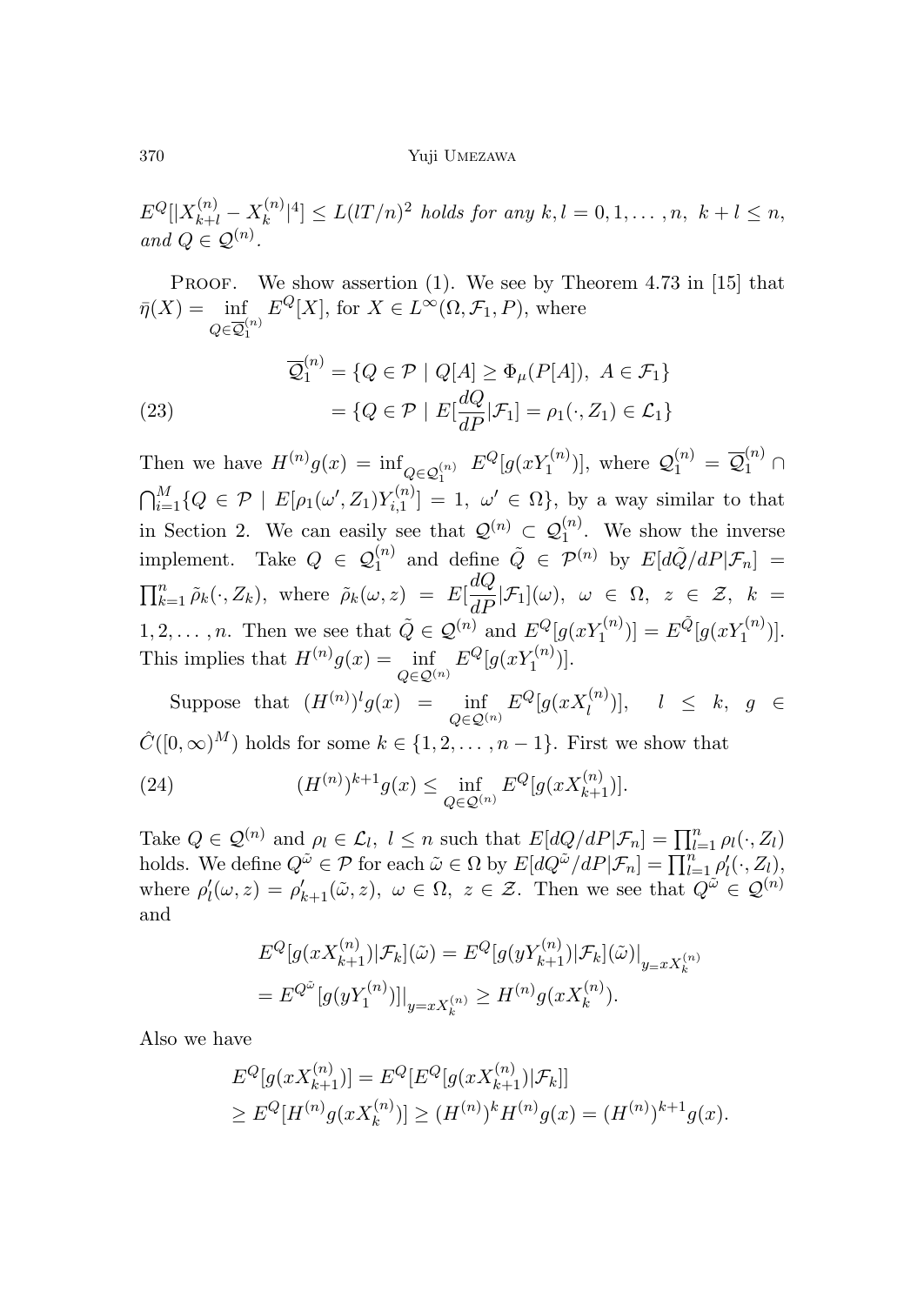$E^Q[|X_{k+l}^{(n)} - X_k^{(n)}|^4] \le L(lT/n)^2$ *holds for any* $k, l = 0, 1, \ldots, n,\ k + l \le n$, *and* $Q \in \mathcal{Q}^{(n)}$.

Proof. We show assertion (1). We see by Theorem 4.73 in [15] that $\bar{\eta}(X) = \inf_{Q \in \overline{\mathcal{Q}}_1^{(n)}} E^Q[X]$, for $X \in L^\infty(\Omega, \mathcal{F}_1, P)$, where

$$
\begin{aligned}
\overline{\mathcal{Q}}_1^{(n)} &= \{Q \in \mathcal{P} \mid Q[A] \ge \Phi_\mu(P[A]),\ A \in \mathcal{F}_1\} \\
&= \{Q \in \mathcal{P} \mid E[\frac{dQ}{dP}|\mathcal{F}_1] = \rho_1(\cdot, Z_1) \in \mathcal{L}_1\}
\end{aligned} \tag{23}
$$

Then we have $H^{(n)}g(x) = \inf_{Q \in \mathcal{Q}_1^{(n)}} E^Q[g(xY_1^{(n)})]$, where $\mathcal{Q}_1^{(n)} = \overline{\mathcal{Q}}_1^{(n)} \cap \bigcap_{i=1}^M \{Q \in \mathcal{P} \mid E[\rho_1(\omega', Z_1)Y_{i,1}^{(n)}] = 1,\ \omega' \in \Omega\}$, by a way similar to that in Section 2. We can easily see that $\mathcal{Q}^{(n)} \subset \mathcal{Q}_1^{(n)}$. We show the inverse implement. Take $Q \in \mathcal{Q}_1^{(n)}$ and define $\tilde{Q} \in \mathcal{P}^{(n)}$ by $E[d\tilde{Q}/dP|\mathcal{F}_n] = \prod_{k=1}^n \tilde{\rho}_k(\cdot, Z_k)$, where $\tilde{\rho}_k(\omega, z) = E[\frac{dQ}{dP}|\mathcal{F}_1](\omega),\ \omega \in \Omega,\ z \in \mathcal{Z},\ k = 1, 2, \ldots, n$. Then we see that $\tilde{Q} \in \mathcal{Q}^{(n)}$ and $E^Q[g(xY_1^{(n)})] = E^{\tilde{Q}}[g(xY_1^{(n)})]$. This implies that $H^{(n)}g(x) = \inf_{Q \in \mathcal{Q}^{(n)}} E^Q[g(xY_1^{(n)})]$.

Suppose that $(H^{(n)})^l g(x) = \inf_{Q \in \mathcal{Q}^{(n)}} E^Q[g(xX_l^{(n)})],\quad l \le k,\ g \in \hat{C}([0,\infty)^M)$ holds for some $k \in \{1, 2, \ldots, n-1\}$. First we show that

$$
(H^{(n)})^{k+1} g(x) \le \inf_{Q \in \mathcal{Q}^{(n)}} E^Q[g(xX_{k+1}^{(n)})]. \tag{24}
$$

Take $Q \in \mathcal{Q}^{(n)}$ and $\rho_l \in \mathcal{L}_l,\ l \le n$ such that $E[dQ/dP|\mathcal{F}_n] = \prod_{l=1}^n \rho_l(\cdot, Z_l)$ holds. We define $Q^{\tilde{\omega}} \in \mathcal{P}$ for each $\tilde{\omega} \in \Omega$ by $E[dQ^{\tilde{\omega}}/dP|\mathcal{F}_n] = \prod_{l=1}^n \rho'_l(\cdot, Z_l)$, where $\rho'_l(\omega, z) = \rho'_{k+1}(\tilde{\omega}, z),\ \omega \in \Omega,\ z \in \mathcal{Z}$. Then we see that $Q^{\tilde{\omega}} \in \mathcal{Q}^{(n)}$ and

$$
\begin{aligned}
&E^Q[g(xX_{k+1}^{(n)})|\mathcal{F}_k](\tilde{\omega}) = E^Q[g(yY_{k+1}^{(n)})|\mathcal{F}_k](\tilde{\omega})|_{y = xX_k^{(n)}} \\
&= E^{Q^{\tilde{\omega}}}[g(yY_1^{(n)})]|_{y = xX_k^{(n)}} \ge H^{(n)}g(xX_k^{(n)}).
\end{aligned}
$$

Also we have

$$
\begin{aligned}
&E^Q[g(xX_{k+1}^{(n)})] = E^Q[E^Q[g(xX_{k+1}^{(n)})|\mathcal{F}_k]] \\
&\ge E^Q[H^{(n)}g(xX_k^{(n)})] \ge (H^{(n)})^k H^{(n)} g(x) = (H^{(n)})^{k+1} g(x).
\end{aligned}
$$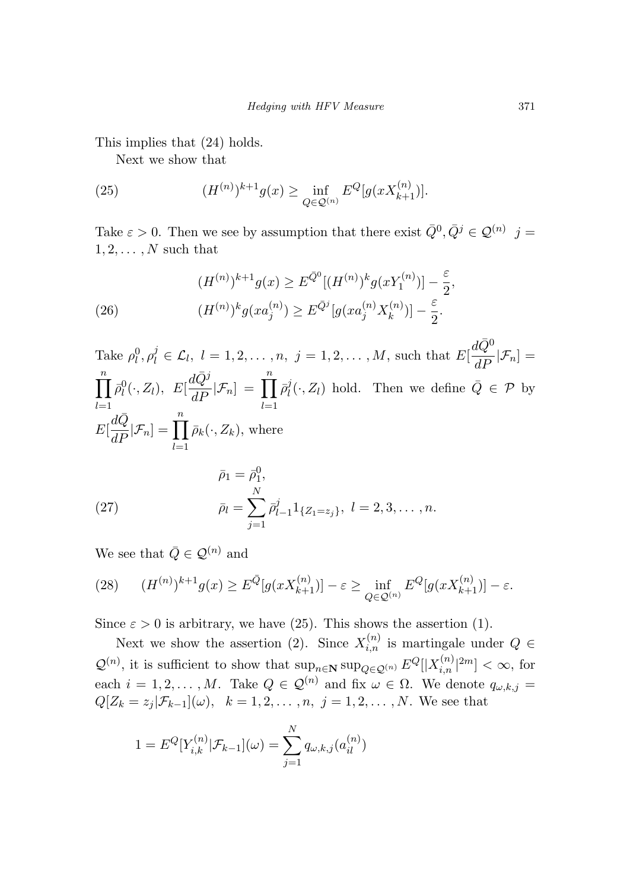This implies that (24) holds.

Next we show that

$$(H^{(n)})^{k+1}g(x) \geq \inf_{Q \in \mathcal{Q}^{(n)}} E^Q[g(xX_{k+1}^{(n)})]. \tag{25}$$

Take $\varepsilon > 0$. Then we see by assumption that there exist $\bar{Q}^0, \bar{Q}^j \in \mathcal{Q}^{(n)}$ $j = 1, 2, \ldots, N$ such that

$$\begin{aligned}
(H^{(n)})^{k+1}g(x) &\geq E^{\bar{Q}^0}[(H^{(n)})^k g(xY_1^{(n)})] - \frac{\varepsilon}{2}, \\
(H^{(n)})^k g(xa_j^{(n)}) &\geq E^{\bar{Q}^j}[g(xa_j^{(n)}X_k^{(n)})] - \frac{\varepsilon}{2}.
\end{aligned} \tag{26}$$

Take $\rho_l^0, \rho_l^j \in \mathcal{L}_l$, $l = 1, 2, \ldots, n$, $j = 1, 2, \ldots, M$, such that $E[\frac{d\bar{Q}^0}{dP}|\mathcal{F}_n] = \prod_{l=1}^{n} \bar{\rho}_l^0(\cdot, Z_l)$, $E[\frac{d\bar{Q}^j}{dP}|\mathcal{F}_n] = \prod_{l=1}^{n} \bar{\rho}_l^j(\cdot, Z_l)$ hold. Then we define $\bar{Q} \in \mathcal{P}$ by $E[\frac{d\bar{Q}}{dP}|\mathcal{F}_n] = \prod_{l=1}^{n} \bar{\rho}_k(\cdot, Z_k)$, where

$$\begin{aligned}
\bar{\rho}_1 &= \bar{\rho}_1^0, \\
\bar{\rho}_l &= \sum_{j=1}^{N} \bar{\rho}_{l-1}^j 1_{\{Z_1 = z_j\}}, \ l = 2, 3, \ldots, n.
\end{aligned} \tag{27}$$

We see that $\bar{Q} \in \mathcal{Q}^{(n)}$ and

$$(H^{(n)})^{k+1}g(x) \geq E^{\bar{Q}}[g(xX_{k+1}^{(n)})] - \varepsilon \geq \inf_{Q \in \mathcal{Q}^{(n)}} E^Q[g(xX_{k+1}^{(n)})] - \varepsilon. \tag{28}$$

Since $\varepsilon > 0$ is arbitrary, we have (25). This shows the assertion (1).

Next we show the assertion (2). Since $X_{i,n}^{(n)}$ is martingale under $Q \in \mathcal{Q}^{(n)}$, it is sufficient to show that $\sup_{n \in \mathbf{N}} \sup_{Q \in \mathcal{Q}^{(n)}} E^Q[|X_{i,n}^{(n)}|^{2m}] < \infty$, for each $i = 1, 2, \ldots, M$. Take $Q \in \mathcal{Q}^{(n)}$ and fix $\omega \in \Omega$. We denote $q_{\omega,k,j} = Q[Z_k = z_j|\mathcal{F}_{k-1}](\omega)$, $k = 1, 2, \ldots, n$, $j = 1, 2, \ldots, N$. We see that

$$1 = E^Q[Y_{i,k}^{(n)}|\mathcal{F}_{k-1}](\omega) = \sum_{j=1}^{N} q_{\omega,k,j}(a_{il}^{(n)})$$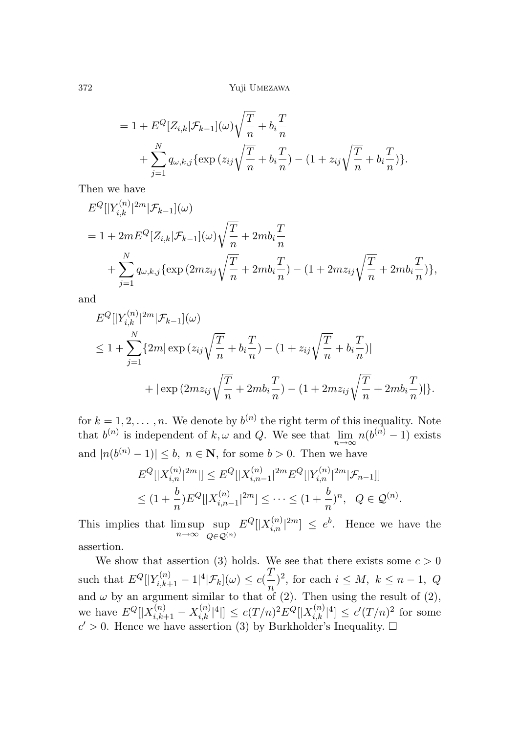$$
\begin{aligned}
&= 1 + E^Q[Z_{i,k}|\mathcal{F}_{k-1}](\omega)\sqrt{\frac{T}{n}} + b_i\frac{T}{n} \\
&\quad + \sum_{j=1}^N q_{\omega,k,j}\{\exp(z_{ij}\sqrt{\frac{T}{n}} + b_i\frac{T}{n}) - (1 + z_{ij}\sqrt{\frac{T}{n}} + b_i\frac{T}{n})\}.
\end{aligned}
$$

Then we have

$$
\begin{aligned}
&E^Q[|Y_{i,k}^{(n)}|^{2m}|\mathcal{F}_{k-1}](\omega) \\
&= 1 + 2mE^Q[Z_{i,k}|\mathcal{F}_{k-1}](\omega)\sqrt{\frac{T}{n}} + 2mb_i\frac{T}{n} \\
&\quad + \sum_{j=1}^N q_{\omega,k,j}\{\exp(2mz_{ij}\sqrt{\frac{T}{n}} + 2mb_i\frac{T}{n}) - (1 + 2mz_{ij}\sqrt{\frac{T}{n}} + 2mb_i\frac{T}{n})\},
\end{aligned}
$$

and

$$
\begin{aligned}
&E^Q[|Y_{i,k}^{(n)}|^{2m}|\mathcal{F}_{k-1}](\omega) \\
&\le 1 + \sum_{j=1}^N \{2m|\exp(z_{ij}\sqrt{\frac{T}{n}} + b_i\frac{T}{n}) - (1 + z_{ij}\sqrt{\frac{T}{n}} + b_i\frac{T}{n})| \\
&\qquad + |\exp(2mz_{ij}\sqrt{\frac{T}{n}} + 2mb_i\frac{T}{n}) - (1 + 2mz_{ij}\sqrt{\frac{T}{n}} + 2mb_i\frac{T}{n})|\}.
\end{aligned}
$$

for $k = 1, 2, \dots, n$. We denote by $b^{(n)}$ the right term of this inequality. Note that $b^{(n)}$ is independent of $k, \omega$ and $Q$. We see that $\lim_{n\to\infty} n(b^{(n)} - 1)$ exists and $|n(b^{(n)} - 1)| \le b$, $n \in \mathbf{N}$, for some $b > 0$. Then we have

$$
\begin{aligned}
&E^Q[|X_{i,n}^{(n)}|^{2m}|] \le E^Q[|X_{i,n-1}^{(n)}|^{2m}E^Q[|Y_{i,n}^{(n)}|^{2m}|\mathcal{F}_{n-1}]] \\
&\le (1 + \frac{b}{n})E^Q[|X_{i,n-1}^{(n)}|^{2m}] \le \cdots \le (1 + \frac{b}{n})^n, \quad Q \in \mathcal{Q}^{(n)}.
\end{aligned}
$$

This implies that $\limsup_{n\to\infty} \sup_{Q\in\mathcal{Q}^{(n)}} E^Q[|X_{i,n}^{(n)}|^{2m}] \le e^b$. Hence we have the assertion.

We show that assertion (3) holds. We see that there exists some $c > 0$ such that $E^Q[|Y_{i,k+1}^{(n)} - 1|^4|\mathcal{F}_k](\omega) \le c(\frac{T}{n})^2$, for each $i \le M$, $k \le n-1$, $Q$ and $\omega$ by an argument similar to that of (2). Then using the result of (2), we have $E^Q[|X_{i,k+1}^{(n)} - X_{i,k}^{(n)}|^4|] \le c(T/n)^2 E^Q[|X_{i,k}^{(n)}|^4] \le c'(T/n)^2$ for some $c' > 0$. Hence we have assertion (3) by Burkholder's Inequality. □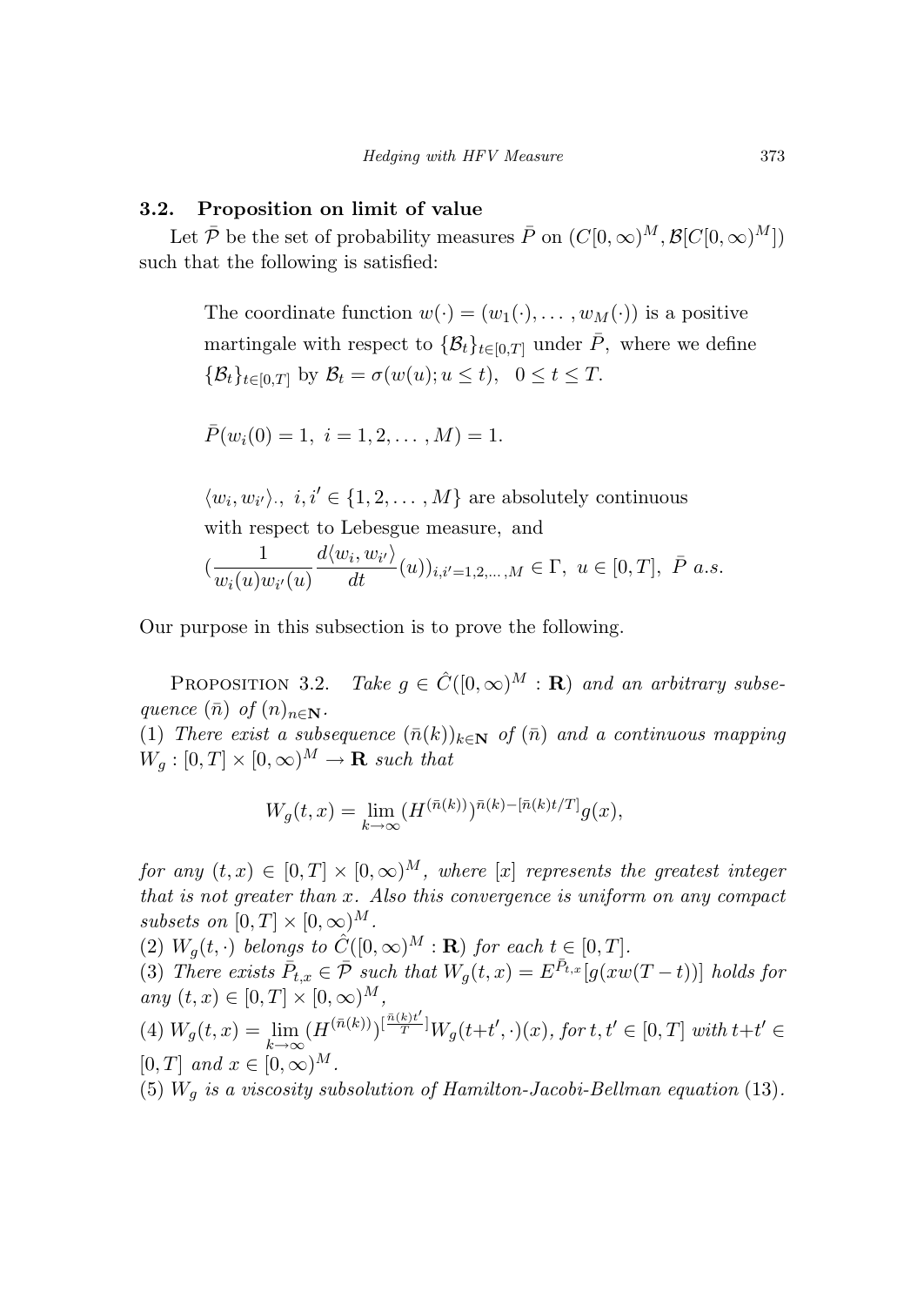### 3.2. Proposition on limit of value

Let $\bar{\mathcal{P}}$ be the set of probability measures $\bar{P}$ on $(C[0,\infty)^M, \mathcal{B}[C[0,\infty)^M])$ such that the following is satisfied:

> The coordinate function $w(\cdot) = (w_1(\cdot), \ldots, w_M(\cdot))$ is a positive martingale with respect to $\{\mathcal{B}_t\}_{t\in[0,T]}$ under $\bar{P}$, where we define $\{\mathcal{B}_t\}_{t\in[0,T]}$ by $\mathcal{B}_t = \sigma(w(u); u \leq t)$, $0 \leq t \leq T$.
>
> $\bar{P}(w_i(0) = 1,\ i = 1, 2, \ldots, M) = 1.$
>
> $\langle w_i, w_{i'}\rangle_\cdot$, $i, i' \in \{1, 2, \ldots, M\}$ are absolutely continuous with respect to Lebesgue measure, and
> $(\frac{1}{w_i(u) w_{i'}(u)} \frac{d\langle w_i, w_{i'}\rangle}{dt}(u))_{i,i'=1,2,\ldots,M} \in \Gamma,\ u \in [0,T],\ \bar{P}\ a.s.$

Our purpose in this subsection is to prove the following.

Proposition 3.2. *Take $g \in \hat{C}([0,\infty)^M : \mathbf{R})$ and an arbitrary subsequence $(\bar{n})$ of $(n)_{n\in\mathbf{N}}$.*
*(1) There exist a subsequence $(\bar{n}(k))_{k\in\mathbf{N}}$ of $(\bar{n})$ and a continuous mapping $W_g : [0,T] \times [0,\infty)^M \to \mathbf{R}$ such that*

$$W_g(t,x) = \lim_{k\to\infty} (H^{(\bar{n}(k))})^{\bar{n}(k) - [\bar{n}(k)t/T]} g(x),$$

*for any $(t,x) \in [0,T] \times [0,\infty)^M$, where $[x]$ represents the greatest integer that is not greater than $x$. Also this convergence is uniform on any compact subsets on $[0,T] \times [0,\infty)^M$.*
*(2) $W_g(t,\cdot)$ belongs to $\hat{C}([0,\infty)^M : \mathbf{R})$ for each $t \in [0,T]$.*
*(3) There exists $\bar{P}_{t,x} \in \bar{\mathcal{P}}$ such that $W_g(t,x) = E^{\bar{P}_{t,x}}[g(xw(T-t))]$ holds for any $(t,x) \in [0,T] \times [0,\infty)^M$,*
*(4) $W_g(t,x) = \lim_{k\to\infty} (H^{(\bar{n}(k))})^{[\frac{\bar{n}(k)t'}{T}]} W_g(t+t',\cdot)(x)$, for $t,t' \in [0,T]$ with $t+t' \in [0,T]$ and $x \in [0,\infty)^M$.*
*(5) $W_g$ is a viscosity subsolution of Hamilton-Jacobi-Bellman equation (13).*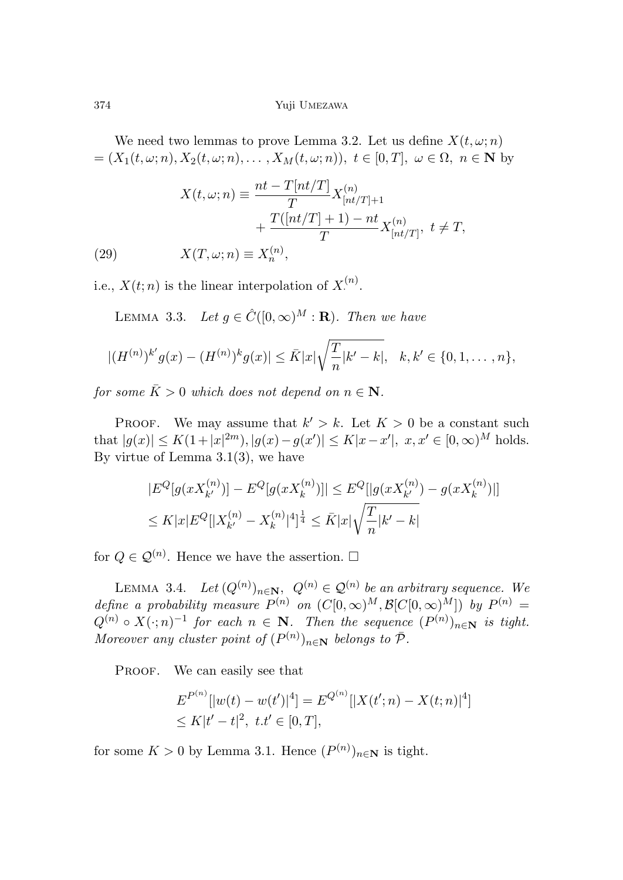We need two lemmas to prove Lemma 3.2. Let us define $X(t, \omega; n) = (X_1(t, \omega; n), X_2(t, \omega; n), \dots, X_M(t, \omega; n)),\ t \in [0, T],\ \omega \in \Omega,\ n \in \mathbf{N}$ by

$$
\begin{aligned}
X(t, \omega; n) &\equiv \frac{nt - T[nt/T]}{T} X^{(n)}_{[nt/T]+1} \\
&\qquad + \frac{T([nt/T]+1) - nt}{T} X^{(n)}_{[nt/T]},\ t \neq T, \\
X(T, \omega; n) &\equiv X^{(n)}_n,
\end{aligned} \tag{29}
$$

i.e., $X(t; n)$ is the linear interpolation of $X^{(n)}_{\cdot}$.

LEMMA 3.3. *Let $g \in \hat{C}([0, \infty)^M : \mathbf{R})$. Then we have*

$$
|(H^{(n)})^{k'} g(x) - (H^{(n)})^k g(x)| \leq \bar{K}|x| \sqrt{\frac{T}{n}|k' - k|}, \quad k, k' \in \{0, 1, \dots, n\},
$$

*for some $\bar{K} > 0$ which does not depend on $n \in \mathbf{N}$.*

PROOF. We may assume that $k' > k$. Let $K > 0$ be a constant such that $|g(x)| \leq K(1 + |x|^{2m}), |g(x) - g(x')| \leq K|x - x'|,\ x, x' \in [0, \infty)^M$ holds. By virtue of Lemma 3.1(3), we have

$$
\begin{aligned}
&|E^Q[g(xX^{(n)}_{k'})] - E^Q[g(xX^{(n)}_k)]| \leq E^Q[|g(xX^{(n)}_{k'}) - g(xX^{(n)}_k)|] \\
&\leq K|x| E^Q[|X^{(n)}_{k'} - X^{(n)}_k|^4]^{\frac{1}{4}} \leq \bar{K}|x| \sqrt{\frac{T}{n}|k' - k|}
\end{aligned}
$$

for $Q \in \mathcal{Q}^{(n)}$. Hence we have the assertion. □

LEMMA 3.4. *Let $(Q^{(n)})_{n \in \mathbf{N}},\ Q^{(n)} \in \mathcal{Q}^{(n)}$ be an arbitrary sequence. We define a probability measure $P^{(n)}$ on $(C[0, \infty)^M, \mathcal{B}[C[0, \infty)^M])$ by $P^{(n)} = Q^{(n)} \circ X(\cdot; n)^{-1}$ for each $n \in \mathbf{N}$. Then the sequence $(P^{(n)})_{n \in \mathbf{N}}$ is tight. Moreover any cluster point of $(P^{(n)})_{n \in \mathbf{N}}$ belongs to $\bar{\mathcal{P}}$.*

PROOF. We can easily see that

$$
\begin{aligned}
&E^{P^{(n)}}[|w(t) - w(t')|^4] = E^{Q^{(n)}}[|X(t'; n) - X(t; n)|^4] \\
&\leq K|t' - t|^2,\ t.t' \in [0, T],
\end{aligned}
$$

for some $K > 0$ by Lemma 3.1. Hence $(P^{(n)})_{n \in \mathbf{N}}$ is tight.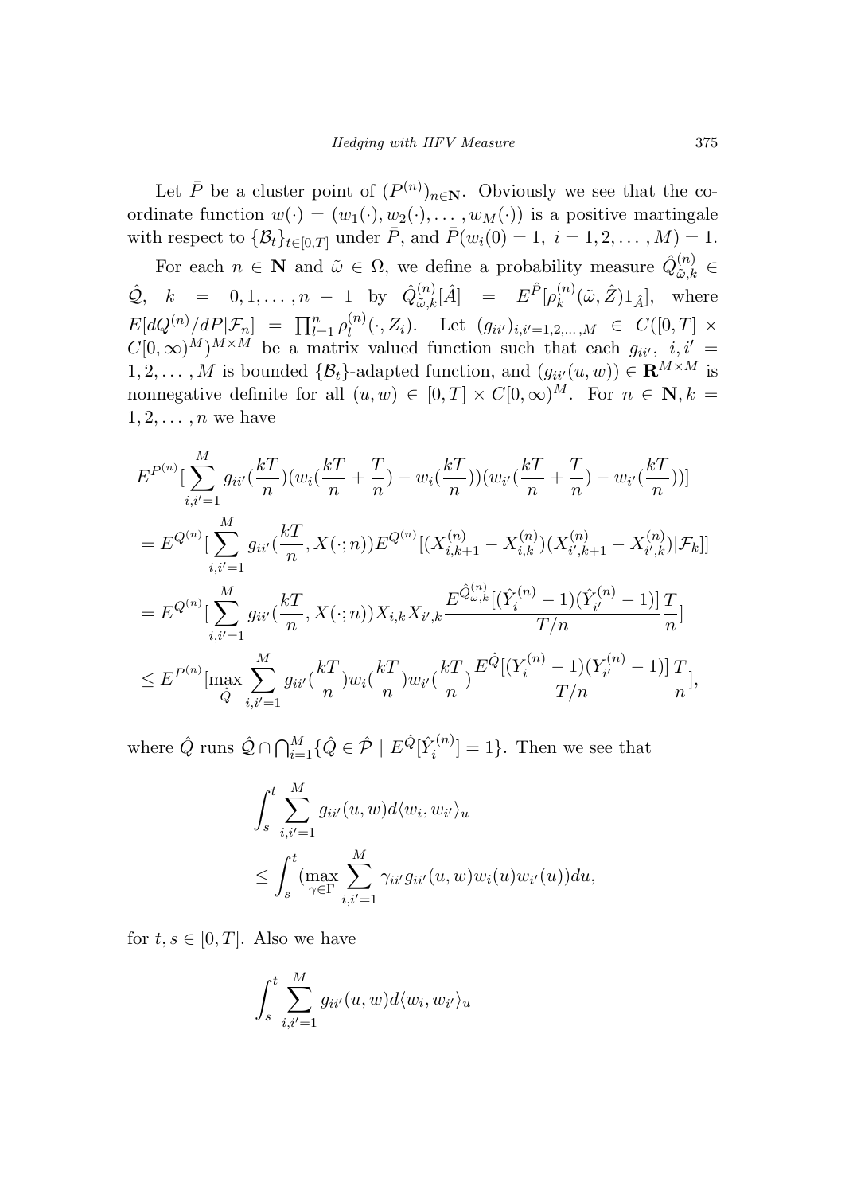Let $\bar{P}$ be a cluster point of $(P^{(n)})_{n\in\mathbf{N}}$. Obviously we see that the coordinate function $w(\cdot) = (w_1(\cdot), w_2(\cdot), \dots, w_M(\cdot))$ is a positive martingale with respect to $\{\mathcal{B}_t\}_{t\in[0,T]}$ under $\bar{P}$, and $\bar{P}(w_i(0) = 1,\ i = 1, 2, \dots, M) = 1$.

For each $n \in \mathbf{N}$ and $\tilde{\omega} \in \Omega$, we define a probability measure $\hat{Q}^{(n)}_{\tilde{\omega},k} \in \hat{\mathcal{Q}}$, $k = 0, 1, \dots, n-1$ by $\hat{Q}^{(n)}_{\tilde{\omega},k}[\hat{A}] = E^{\hat{P}}[\rho^{(n)}_k(\tilde{\omega}, \hat{Z})1_{\hat{A}}]$, where $E[dQ^{(n)}/dP|\mathcal{F}_n] = \prod_{l=1}^n \rho^{(n)}_l(\cdot, Z_l)$. Let $(g_{ii'})_{i,i'=1,2,\dots,M} \in C([0,T] \times C[0,\infty)^M)^{M\times M}$ be a matrix valued function such that each $g_{ii'}$, $i, i' = 1, 2, \dots, M$ is bounded $\{\mathcal{B}_t\}$-adapted function, and $(g_{ii'}(u, w)) \in \mathbf{R}^{M\times M}$ is nonnegative definite for all $(u, w) \in [0,T] \times C[0,\infty)^M$. For $n \in \mathbf{N}, k = 1, 2, \dots, n$ we have

$$
\begin{aligned}
&E^{P^{(n)}}[\sum_{i,i'=1}^M g_{ii'}(\frac{kT}{n})(w_i(\frac{kT}{n} + \frac{T}{n}) - w_i(\frac{kT}{n}))(w_{i'}(\frac{kT}{n} + \frac{T}{n}) - w_{i'}(\frac{kT}{n}))] \\
&= E^{Q^{(n)}}[\sum_{i,i'=1}^M g_{ii'}(\frac{kT}{n}, X(\cdot;n))E^{Q^{(n)}}[(X^{(n)}_{i,k+1} - X^{(n)}_{i,k})(X^{(n)}_{i',k+1} - X^{(n)}_{i',k})|\mathcal{F}_k]] \\
&= E^{Q^{(n)}}[\sum_{i,i'=1}^M g_{ii'}(\frac{kT}{n}, X(\cdot;n))X_{i,k}X_{i',k}\frac{E^{\hat{Q}^{(n)}_{\omega,k}}[(\hat{Y}^{(n)}_i - 1)(\hat{Y}^{(n)}_{i'} - 1)]}{T/n}\frac{T}{n}] \\
&\le E^{P^{(n)}}[\max_{\hat{Q}} \sum_{i,i'=1}^M g_{ii'}(\frac{kT}{n})w_i(\frac{kT}{n})w_{i'}(\frac{kT}{n})\frac{E^{\hat{Q}}[(Y^{(n)}_i - 1)(Y^{(n)}_{i'} - 1)]}{T/n}\frac{T}{n}],
\end{aligned}
$$

where $\hat{Q}$ runs $\hat{\mathcal{Q}} \cap \bigcap_{i=1}^M \{\hat{Q} \in \hat{\mathcal{P}} \mid E^{\hat{Q}}[\hat{Y}^{(n)}_i] = 1\}$. Then we see that

$$
\begin{aligned}
&\int_s^t \sum_{i,i'=1}^M g_{ii'}(u, w)d\langle w_i, w_{i'}\rangle_u \\
&\le \int_s^t (\max_{\gamma\in\Gamma} \sum_{i,i'=1}^M \gamma_{ii'}g_{ii'}(u, w)w_i(u)w_{i'}(u))du,
\end{aligned}
$$

for $t, s \in [0,T]$. Also we have

$$
\int_s^t \sum_{i,i'=1}^M g_{ii'}(u, w)d\langle w_i, w_{i'}\rangle_u
$$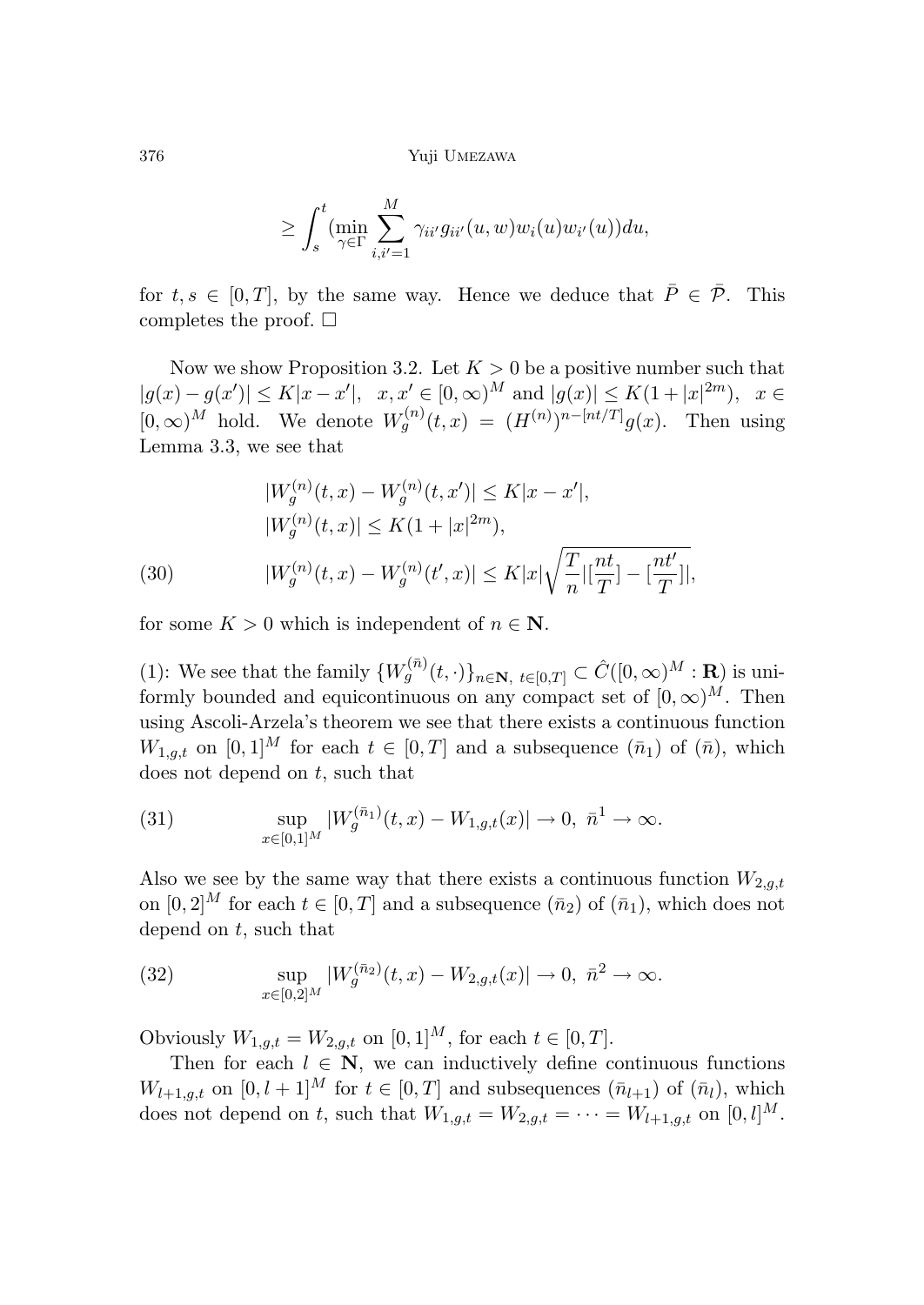$$\geq \int_s^t (\min_{\gamma\in\Gamma} \sum_{i,i'=1}^M \gamma_{ii'} g_{ii'}(u,w) w_i(u) w_{i'}(u)) du,$$

for $t, s \in [0,T]$, by the same way. Hence we deduce that $\bar{P} \in \bar{\mathcal{P}}$. This completes the proof. □

Now we show Proposition 3.2. Let $K > 0$ be a positive number such that $|g(x) - g(x')| \leq K|x - x'|$, $x, x' \in [0,\infty)^M$ and $|g(x)| \leq K(1 + |x|^{2m})$, $x \in [0,\infty)^M$ hold. We denote $W_g^{(n)}(t,x) = (H^{(n)})^{n-[nt/T]} g(x)$. Then using Lemma 3.3, we see that

$$|W_g^{(n)}(t,x) - W_g^{(n)}(t,x')| \leq K|x - x'|,$$

$$|W_g^{(n)}(t,x)| \leq K(1 + |x|^{2m}),$$

$$|W_g^{(n)}(t,x) - W_g^{(n)}(t',x)| \leq K|x| \sqrt{\frac{T}{n} |[\frac{nt}{T}] - [\frac{nt'}{T}]|}, \tag{30}$$

for some $K > 0$ which is independent of $n \in \mathbf{N}$.

(1): We see that the family $\{W_g^{(\bar{n})}(t,\cdot)\}_{n\in\mathbf{N},\ t\in[0,T]} \subset \hat{C}([0,\infty)^M : \mathbf{R})$ is uniformly bounded and equicontinuous on any compact set of $[0,\infty)^M$. Then using Ascoli-Arzela's theorem we see that there exists a continuous function $W_{1,g,t}$ on $[0,1]^M$ for each $t \in [0,T]$ and a subsequence $(\bar{n}_1)$ of $(\bar{n})$, which does not depend on $t$, such that

$$\sup_{x\in[0,1]^M} |W_g^{(\bar{n}_1)}(t,x) - W_{1,g,t}(x)| \to 0,\ \bar{n}^1 \to \infty. \tag{31}$$

Also we see by the same way that there exists a continuous function $W_{2,g,t}$ on $[0,2]^M$ for each $t \in [0,T]$ and a subsequence $(\bar{n}_2)$ of $(\bar{n}_1)$, which does not depend on $t$, such that

$$\sup_{x\in[0,2]^M} |W_g^{(\bar{n}_2)}(t,x) - W_{2,g,t}(x)| \to 0,\ \bar{n}^2 \to \infty. \tag{32}$$

Obviously $W_{1,g,t} = W_{2,g,t}$ on $[0,1]^M$, for each $t \in [0,T]$.

Then for each $l \in \mathbf{N}$, we can inductively define continuous functions $W_{l+1,g,t}$ on $[0,l+1]^M$ for $t \in [0,T]$ and subsequences $(\bar{n}_{l+1})$ of $(\bar{n}_l)$, which does not depend on $t$, such that $W_{1,g,t} = W_{2,g,t} = \cdots = W_{l+1,g,t}$ on $[0,l]^M$.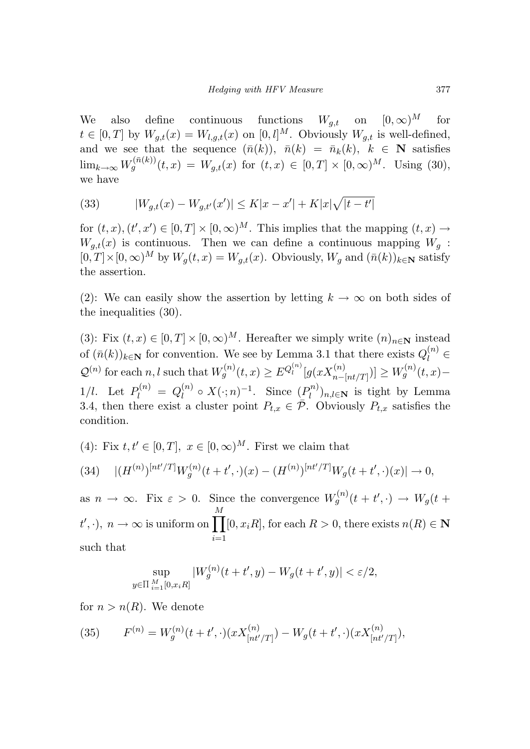We also define continuous functions $W_{g,t}$ on $[0,\infty)^M$ for $t \in [0,T]$ by $W_{g,t}(x) = W_{l,g,t}(x)$ on $[0,l]^M$. Obviously $W_{g,t}$ is well-defined, and we see that the sequence $(\bar{n}(k))$, $\bar{n}(k) = \bar{n}_k(k)$, $k \in \mathbf{N}$ satisfies $\lim_{k\to\infty} W_g^{(\bar{n}(k))}(t,x) = W_{g,t}(x)$ for $(t,x) \in [0,T] \times [0,\infty)^M$. Using (30), we have

$$
(33) \qquad |W_{g,t}(x) - W_{g,t'}(x')| \leq K|x - x'| + K|x|\sqrt{|t - t'|}
$$

for $(t,x), (t',x') \in [0,T] \times [0,\infty)^M$. This implies that the mapping $(t,x) \to W_{g,t}(x)$ is continuous. Then we can define a continuous mapping $W_g$ : $[0,T] \times [0,\infty)^M$ by $W_g(t,x) = W_{g,t}(x)$. Obviously, $W_g$ and $(\bar{n}(k))_{k\in\mathbf{N}}$ satisfy the assertion.

(2): We can easily show the assertion by letting $k \to \infty$ on both sides of the inequalities (30).

(3): Fix $(t,x) \in [0,T] \times [0,\infty)^M$. Hereafter we simply write $(n)_{n\in\mathbf{N}}$ instead of $(\bar{n}(k))_{k\in\mathbf{N}}$ for convention. We see by Lemma 3.1 that there exists $Q_l^{(n)} \in \mathcal{Q}^{(n)}$ for each $n, l$ such that $W_g^{(n)}(t,x) \geq E^{Q_l^{(n)}}[g(xX_{n-[nt/T]}^{(n)})] \geq W_g^{(n)}(t,x) - 1/l$. Let $P_l^{(n)} = Q_l^{(n)} \circ X(\cdot;n)^{-1}$. Since $(P_l^{n)})_{n,l\in\mathbf{N}}$ is tight by Lemma 3.4, then there exist a cluster point $P_{t,x} \in \bar{\mathcal{P}}$. Obviously $P_{t,x}$ satisfies the condition.

(4): Fix $t, t' \in [0,T]$, $x \in [0,\infty)^M$. First we claim that

$$
(34) \quad |(H^{(n)})^{[nt'/T]} W_g^{(n)}(t+t',\cdot)(x) - (H^{(n)})^{[nt'/T]} W_g(t+t',\cdot)(x)| \to 0,
$$

as $n \to \infty$. Fix $\varepsilon > 0$. Since the convergence $W_g^{(n)}(t+t',\cdot) \to W_g(t+t',\cdot)$, $n \to \infty$ is uniform on $\prod_{i=1}^M [0, x_i R]$, for each $R > 0$, there exists $n(R) \in \mathbf{N}$ such that

$$
\sup_{y \in \prod_{i=1}^M [0,x_i R]} |W_g^{(n)}(t+t',y) - W_g(t+t',y)| < \varepsilon/2,
$$

for $n > n(R)$. We denote

$$
(35) \qquad F^{(n)} = W_g^{(n)}(t+t',\cdot)(xX_{[nt'/T]}^{(n)}) - W_g(t+t',\cdot)(xX_{[nt'/T]}^{(n)}),
$$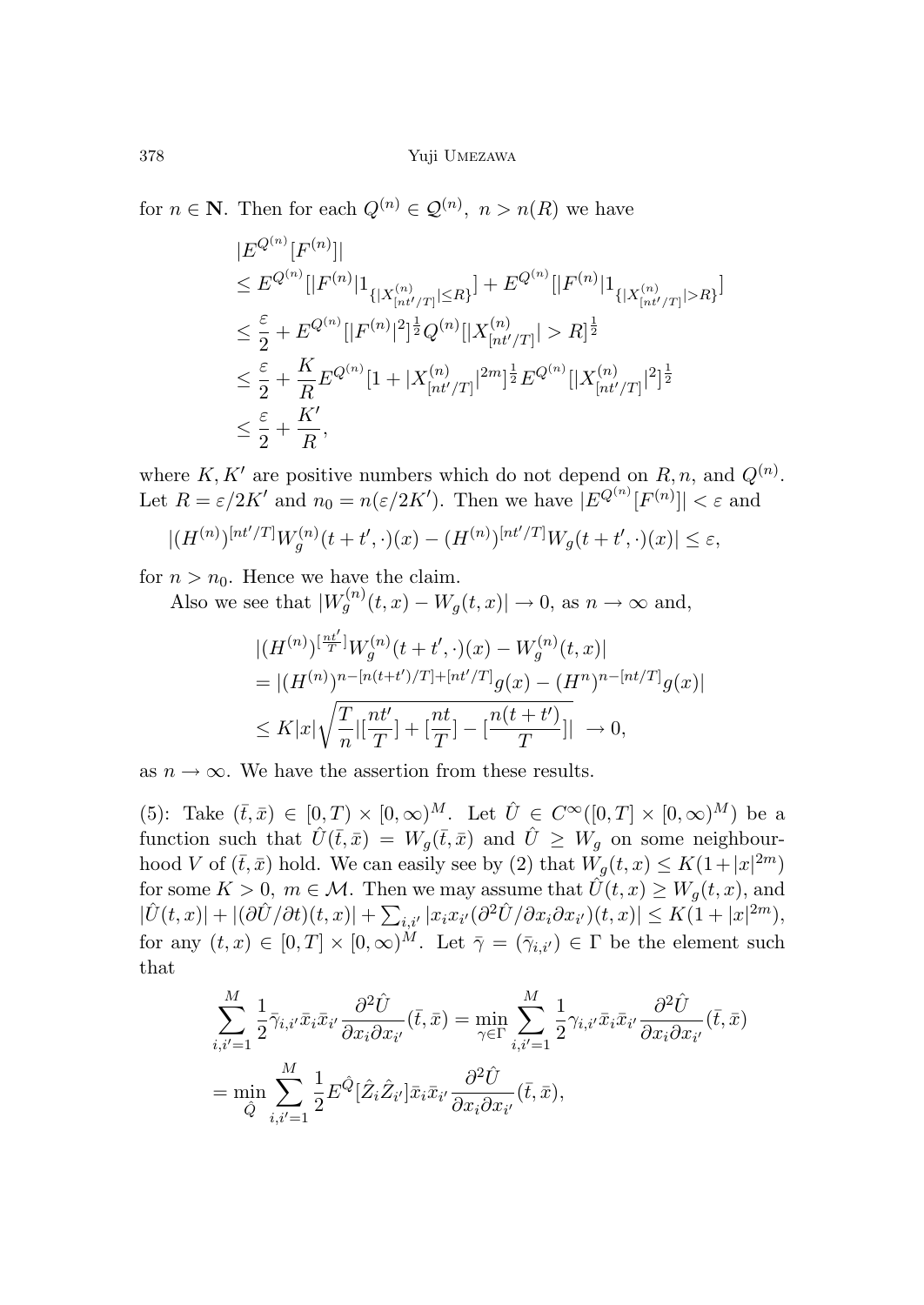for $n \in \mathbf{N}$. Then for each $Q^{(n)} \in \mathcal{Q}^{(n)},\ n > n(R)$ we have

$$
\begin{aligned}
&|E^{Q^{(n)}}[F^{(n)}]| \\
&\le E^{Q^{(n)}}[|F^{(n)}|1_{\{|X^{(n)}_{[nt'/T]}|\le R\}}] + E^{Q^{(n)}}[|F^{(n)}|1_{\{|X^{(n)}_{[nt'/T]}|> R\}}] \\
&\le \frac{\varepsilon}{2} + E^{Q^{(n)}}[|F^{(n)}|^2]^{\frac{1}{2}} Q^{(n)}[|X^{(n)}_{[nt'/T]}| > R]^{\frac{1}{2}} \\
&\le \frac{\varepsilon}{2} + \frac{K}{R} E^{Q^{(n)}}[1 + |X^{(n)}_{[nt'/T]}|^{2m}]^{\frac{1}{2}} E^{Q^{(n)}}[|X^{(n)}_{[nt'/T]}|^2]^{\frac{1}{2}} \\
&\le \frac{\varepsilon}{2} + \frac{K'}{R},
\end{aligned}
$$

where $K, K'$ are positive numbers which do not depend on $R, n$, and $Q^{(n)}$. Let $R = \varepsilon/2K'$ and $n_0 = n(\varepsilon/2K')$. Then we have $|E^{Q^{(n)}}[F^{(n)}]| < \varepsilon$ and

$$
|(H^{(n)})^{[nt'/T]} W_g^{(n)}(t+t',\cdot)(x) - (H^{(n)})^{[nt'/T]} W_g(t+t',\cdot)(x)| \le \varepsilon,
$$

for $n > n_0$. Hence we have the claim.

Also we see that $|W_g^{(n)}(t,x) - W_g(t,x)| \to 0$, as $n \to \infty$ and,

$$
\begin{aligned}
&|(H^{(n)})^{[\frac{nt'}{T}]} W_g^{(n)}(t+t',\cdot)(x) - W_g^{(n)}(t,x)| \\
&= |(H^{(n)})^{n-[n(t+t')/T]+[nt'/T]} g(x) - (H^n)^{n-[nt/T]} g(x)| \\
&\le K|x| \sqrt{\frac{T}{n} |[\frac{nt'}{T}] + [\frac{nt}{T}] - [\frac{n(t+t')}{T}]|} \ \to 0,
\end{aligned}
$$

as $n \to \infty$. We have the assertion from these results.

(5): Take $(\bar{t}, \bar{x}) \in [0,T) \times [0,\infty)^M$. Let $\hat{U} \in C^\infty([0,T] \times [0,\infty)^M)$ be a function such that $\hat{U}(\bar{t},\bar{x}) = W_g(\bar{t},\bar{x})$ and $\hat{U} \ge W_g$ on some neighbourhood $V$ of $(\bar{t},\bar{x})$ hold. We can easily see by (2) that $W_g(t,x) \le K(1+|x|^{2m})$ for some $K > 0,\ m \in \mathcal{M}$. Then we may assume that $\hat{U}(t,x) \ge W_g(t,x)$, and $|\hat{U}(t,x)| + |(\partial \hat{U}/\partial t)(t,x)| + \sum_{i,i'} |x_i x_{i'} (\partial^2 \hat{U}/\partial x_i \partial x_{i'})(t,x)| \le K(1+|x|^{2m})$, for any $(t,x) \in [0,T] \times [0,\infty)^M$. Let $\bar{\gamma} = (\bar{\gamma}_{i,i'}) \in \Gamma$ be the element such that

$$
\begin{aligned}
&\sum_{i,i'=1}^M \frac{1}{2} \bar{\gamma}_{i,i'} \bar{x}_i \bar{x}_{i'} \frac{\partial^2 \hat{U}}{\partial x_i \partial x_{i'}}(\bar{t},\bar{x}) = \min_{\gamma \in \Gamma} \sum_{i,i'=1}^M \frac{1}{2} \gamma_{i,i'} \bar{x}_i \bar{x}_{i'} \frac{\partial^2 \hat{U}}{\partial x_i \partial x_{i'}}(\bar{t},\bar{x}) \\
&= \min_{\hat{Q}} \sum_{i,i'=1}^M \frac{1}{2} E^{\hat{Q}}[\hat{Z}_i \hat{Z}_{i'}] \bar{x}_i \bar{x}_{i'} \frac{\partial^2 \hat{U}}{\partial x_i \partial x_{i'}}(\bar{t},\bar{x}),
\end{aligned}
$$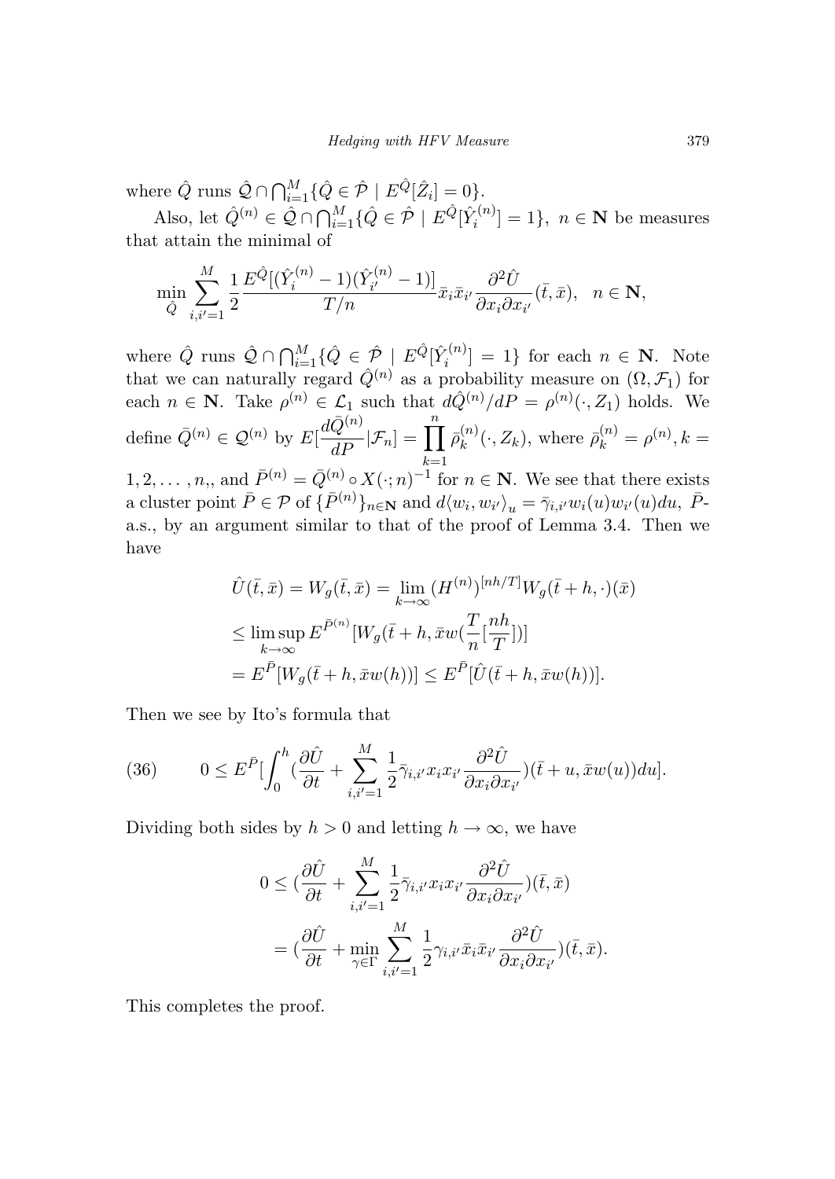where $\hat{Q}$ runs $\hat{\mathcal{Q}} \cap \bigcap_{i=1}^{M} \{\hat{Q} \in \hat{\mathcal{P}} \mid E^{\hat{Q}}[\hat{Z}_i] = 0\}$.

Also, let $\hat{Q}^{(n)} \in \hat{\mathcal{Q}} \cap \bigcap_{i=1}^{M} \{\hat{Q} \in \hat{\mathcal{P}} \mid E^{\hat{Q}}[\hat{Y}_i^{(n)}] = 1\}$, $n \in \mathbf{N}$ be measures that attain the minimal of

$$\min_{\hat{Q}} \sum_{i,i'=1}^{M} \frac{1}{2} \frac{E^{\hat{Q}}[(\hat{Y}_i^{(n)} - 1)(\hat{Y}_{i'}^{(n)} - 1)]}{T/n} \bar{x}_i \bar{x}_{i'} \frac{\partial^2 \hat{U}}{\partial x_i \partial x_{i'}}(\bar{t}, \bar{x}), \quad n \in \mathbf{N},$$

where $\hat{Q}$ runs $\hat{\mathcal{Q}} \cap \bigcap_{i=1}^{M} \{\hat{Q} \in \hat{\mathcal{P}} \mid E^{\hat{Q}}[\hat{Y}_i^{(n)}] = 1\}$ for each $n \in \mathbf{N}$. Note that we can naturally regard $\hat{Q}^{(n)}$ as a probability measure on $(\Omega, \mathcal{F}_1)$ for each $n \in \mathbf{N}$. Take $\rho^{(n)} \in \mathcal{L}_1$ such that $d\hat{Q}^{(n)}/dP = \rho^{(n)}(\cdot, Z_1)$ holds. We define $\bar{Q}^{(n)} \in \mathcal{Q}^{(n)}$ by $E[\frac{d\bar{Q}^{(n)}}{dP} | \mathcal{F}_n] = \prod_{k=1}^{n} \bar{\rho}_k^{(n)}(\cdot, Z_k)$, where $\bar{\rho}_k^{(n)} = \rho^{(n)}, k = 1, 2, \ldots, n,$, and $\bar{P}^{(n)} = \bar{Q}^{(n)} \circ X(\cdot; n)^{-1}$ for $n \in \mathbf{N}$. We see that there exists a cluster point $\bar{P} \in \mathcal{P}$ of $\{\bar{P}^{(n)}\}_{n \in \mathbf{N}}$ and $d\langle w_i, w_{i'} \rangle_u = \bar{\gamma}_{i,i'} w_i(u) w_{i'}(u) du$, $\bar{P}$-a.s., by an argument similar to that of the proof of Lemma 3.4. Then we have

$$\begin{aligned}
\hat{U}(\bar{t}, \bar{x}) = W_g(\bar{t}, \bar{x}) &= \lim_{k \to \infty} (H^{(n)})^{[nh/T]} W_g(\bar{t} + h, \cdot)(\bar{x}) \\
&\leq \limsup_{k \to \infty} E^{\bar{P}^{(n)}}[W_g(\bar{t} + h, \bar{x} w(\frac{T}{n}[\frac{nh}{T}]))] \\
&= E^{\bar{P}}[W_g(\bar{t} + h, \bar{x} w(h))] \leq E^{\bar{P}}[\hat{U}(\bar{t} + h, \bar{x} w(h))].
\end{aligned}$$

Then we see by Ito's formula that

$$0 \leq E^{\bar{P}}[\int_0^h (\frac{\partial \hat{U}}{\partial t} + \sum_{i,i'=1}^{M} \frac{1}{2} \bar{\gamma}_{i,i'} x_i x_{i'} \frac{\partial^2 \hat{U}}{\partial x_i \partial x_{i'}})(\bar{t} + u, \bar{x} w(u)) du]. \tag{36}$$

Dividing both sides by $h > 0$ and letting $h \to \infty$, we have

$$\begin{aligned}
0 &\leq (\frac{\partial \hat{U}}{\partial t} + \sum_{i,i'=1}^{M} \frac{1}{2} \bar{\gamma}_{i,i'} x_i x_{i'} \frac{\partial^2 \hat{U}}{\partial x_i \partial x_{i'}})(\bar{t}, \bar{x}) \\
&= (\frac{\partial \hat{U}}{\partial t} + \min_{\gamma \in \Gamma} \sum_{i,i'=1}^{M} \frac{1}{2} \gamma_{i,i'} \bar{x}_i \bar{x}_{i'} \frac{\partial^2 \hat{U}}{\partial x_i \partial x_{i'}})(\bar{t}, \bar{x}).
\end{aligned}$$

This completes the proof.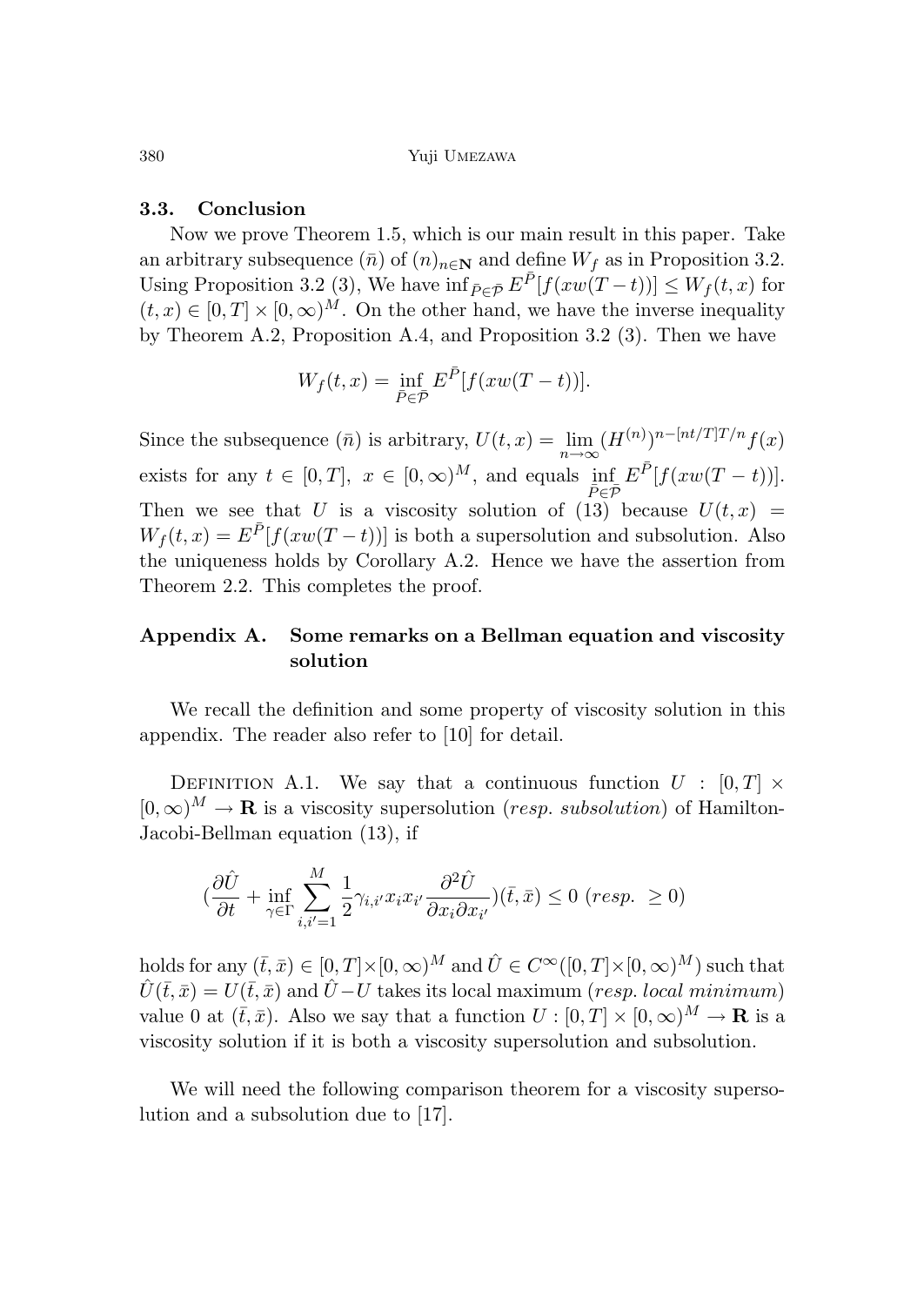### 3.3. Conclusion

Now we prove Theorem 1.5, which is our main result in this paper. Take an arbitrary subsequence $(\bar{n})$ of $(n)_{n\in\mathbf{N}}$ and define $W_f$ as in Proposition 3.2. Using Proposition 3.2 (3), We have $\inf_{\bar{P}\in\bar{\mathcal{P}}} E^{\bar{P}}[f(xw(T-t))] \le W_f(t,x)$ for $(t,x)\in[0,T]\times[0,\infty)^M$. On the other hand, we have the inverse inequality by Theorem A.2, Proposition A.4, and Proposition 3.2 (3). Then we have

$$W_f(t,x) = \inf_{\bar{P}\in\bar{\mathcal{P}}} E^{\bar{P}}[f(xw(T-t))].$$

Since the subsequence $(\bar{n})$ is arbitrary, $U(t,x) = \lim_{n\to\infty}(H^{(n)})^{n-[nt/T]T/n}f(x)$ exists for any $t\in[0,T],\ x\in[0,\infty)^M$, and equals $\inf_{\bar{P}\in\bar{\mathcal{P}}} E^{\bar{P}}[f(xw(T-t))]$. Then we see that $U$ is a viscosity solution of (13) because $U(t,x) = W_f(t,x) = E^{\bar{P}}[f(xw(T-t))]$ is both a supersolution and subsolution. Also the uniqueness holds by Corollary A.2. Hence we have the assertion from Theorem 2.2. This completes the proof.

## Appendix A. Some remarks on a Bellman equation and viscosity solution

We recall the definition and some property of viscosity solution in this appendix. The reader also refer to [10] for detail.

DEFINITION A.1. We say that a continuous function $U : [0,T]\times[0,\infty)^M \to \mathbf{R}$ is a viscosity supersolution (*resp. subsolution*) of Hamilton-Jacobi-Bellman equation (13), if

$$\Big(\frac{\partial \hat{U}}{\partial t} + \inf_{\gamma\in\Gamma}\sum_{i,i'=1}^{M}\frac{1}{2}\gamma_{i,i'}x_i x_{i'}\frac{\partial^2\hat{U}}{\partial x_i\partial x_{i'}}\Big)(\bar{t},\bar{x}) \le 0\ (\textit{resp.}\ \ge 0)$$

holds for any $(\bar{t},\bar{x})\in[0,T]\times[0,\infty)^M$ and $\hat{U}\in C^\infty([0,T]\times[0,\infty)^M)$ such that $\hat{U}(\bar{t},\bar{x}) = U(\bar{t},\bar{x})$ and $\hat{U}-U$ takes its local maximum (*resp. local minimum*) value 0 at $(\bar{t},\bar{x})$. Also we say that a function $U : [0,T]\times[0,\infty)^M \to \mathbf{R}$ is a viscosity solution if it is both a viscosity supersolution and subsolution.

We will need the following comparison theorem for a viscosity supersolution and a subsolution due to [17].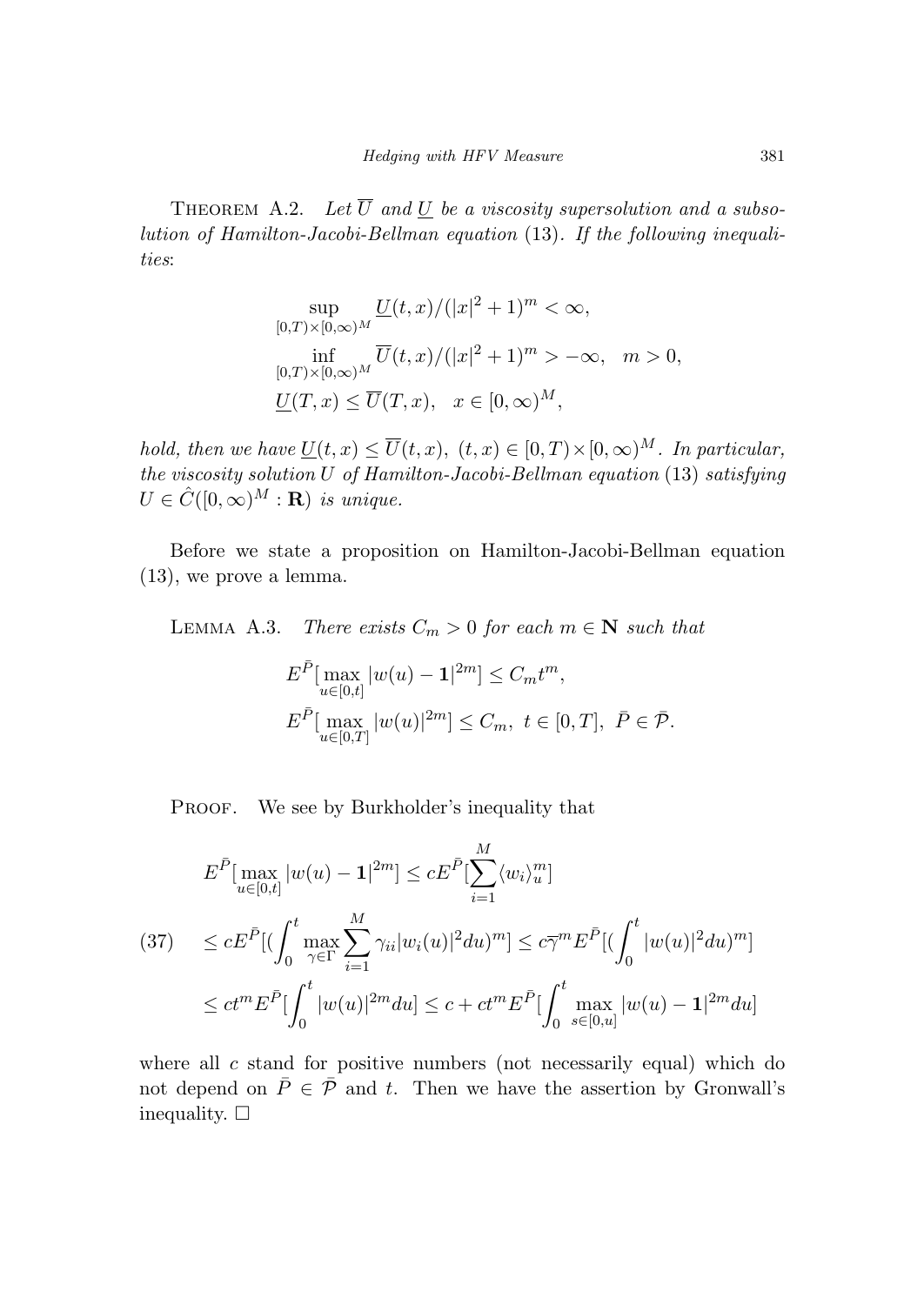THEOREM A.2. *Let $\overline{U}$ and $\underline{U}$ be a viscosity supersolution and a subsolution of Hamilton-Jacobi-Bellman equation* (13)*. If the following inequalities*:

$$
\begin{aligned}
&\sup_{[0,T)\times[0,\infty)^M} \underline{U}(t,x)/(|x|^2+1)^m < \infty, \\
&\inf_{[0,T)\times[0,\infty)^M} \overline{U}(t,x)/(|x|^2+1)^m > -\infty, \quad m > 0, \\
&\underline{U}(T,x) \leq \overline{U}(T,x), \quad x \in [0,\infty)^M,
\end{aligned}
$$

*hold, then we have $\underline{U}(t,x) \leq \overline{U}(t,x)$, $(t,x) \in [0,T)\times[0,\infty)^M$. In particular, the viscosity solution $U$ of Hamilton-Jacobi-Bellman equation* (13) *satisfying $U \in \hat{C}([0,\infty)^M : \mathbf{R})$ is unique.*

Before we state a proposition on Hamilton-Jacobi-Bellman equation (13), we prove a lemma.

LEMMA A.3. *There exists $C_m > 0$ for each $m \in \mathbf{N}$ such that*

$$
\begin{aligned}
&E^{\bar{P}}[\max_{u\in[0,t]} |w(u) - \mathbf{1}|^{2m}] \leq C_m t^m, \\
&E^{\bar{P}}[\max_{u\in[0,T]} |w(u)|^{2m}] \leq C_m, \ t \in [0,T], \ \bar{P} \in \bar{\mathcal{P}}.
\end{aligned}
$$

PROOF. We see by Burkholder's inequality that

$$
\begin{aligned}
&E^{\bar{P}}[\max_{u\in[0,t]} |w(u) - \mathbf{1}|^{2m}] \leq cE^{\bar{P}}[\sum_{i=1}^{M} \langle w_i \rangle_u^m] \\
&\leq cE^{\bar{P}}[(\int_0^t \max_{\gamma\in\Gamma} \sum_{i=1}^{M} \gamma_{ii}|w_i(u)|^2 du)^m] \leq c\overline{\gamma}^m E^{\bar{P}}[(\int_0^t |w(u)|^2 du)^m] \qquad (37) \\
&\leq ct^m E^{\bar{P}}[\int_0^t |w(u)|^{2m} du] \leq c + ct^m E^{\bar{P}}[\int_0^t \max_{s\in[0,u]} |w(u) - \mathbf{1}|^{2m} du]
\end{aligned}
$$

where all $c$ stand for positive numbers (not necessarily equal) which do not depend on $\bar{P} \in \bar{\mathcal{P}}$ and $t$. Then we have the assertion by Gronwall's inequality. □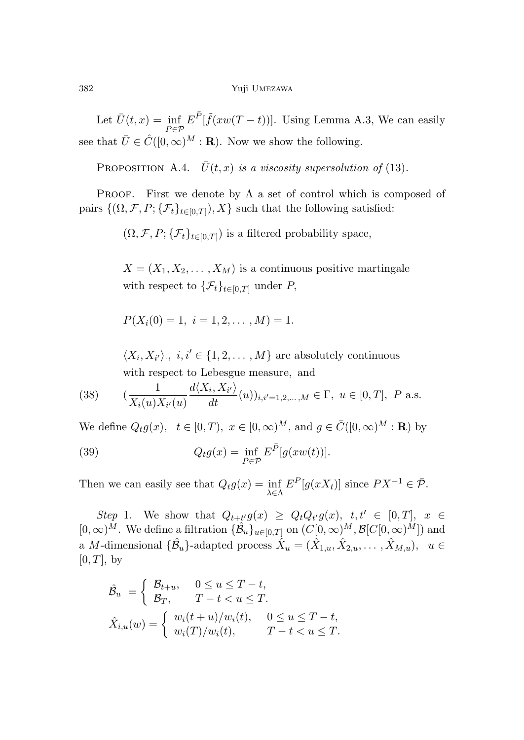Let $\bar{U}(t,x) = \inf_{\bar{P} \in \bar{\mathcal{P}}} E^{\bar{P}}[\tilde{f}(xw(T-t))]$. Using Lemma A.3, We can easily see that $\bar{U} \in \hat{C}([0,\infty)^M : \mathbf{R})$. Now we show the following.

PROPOSITION A.4. *$\bar{U}(t,x)$ is a viscosity supersolution of* (13).

PROOF. First we denote by $\Lambda$ a set of control which is composed of pairs $\{(\Omega, \mathcal{F}, P; \{\mathcal{F}_t\}_{t\in[0,T]}), X\}$ such that the following satisfied:

$(\Omega, \mathcal{F}, P; \{\mathcal{F}_t\}_{t\in[0,T]})$ is a filtered probability space,

$X = (X_1, X_2, \dots, X_M)$ is a continuous positive martingale with respect to $\{\mathcal{F}_t\}_{t\in[0,T]}$ under $P$,

$P(X_i(0) = 1,\ i = 1, 2, \dots, M) = 1.$

$\langle X_i, X_{i'}\rangle_\cdot,\ i, i' \in \{1, 2, \dots, M\}$ are absolutely continuous with respect to Lebesgue measure, and

$$(\frac{1}{X_i(u)X_{i'}(u)} \frac{d\langle X_i, X_{i'}\rangle}{dt}(u))_{i,i'=1,2,\dots,M} \in \Gamma,\ u \in [0,T],\ P \text{ a.s.} \tag{38}$$

We define $Q_t g(x),\ \ t \in [0,T),\ x \in [0,\infty)^M$, and $g \in \bar{C}([0,\infty)^M : \mathbf{R})$ by

$$Q_t g(x) = \inf_{\bar{P} \in \bar{\mathcal{P}}} E^{\bar{P}}[g(xw(t))]. \tag{39}$$

Then we can easily see that $Q_t g(x) = \inf_{\lambda \in \Lambda} E^P[g(xX_t)]$ since $PX^{-1} \in \bar{\mathcal{P}}$.

*Step* 1. We show that $Q_{t+t'}g(x) \geq Q_t Q_{t'} g(x),\ t, t' \in [0,T],\ x \in [0,\infty)^M$. We define a filtration $\{\hat{\mathcal{B}}_u\}_{u\in[0,T]}$ on $(C[0,\infty)^M, \mathcal{B}[C[0,\infty)^M])$ and a $M$-dimensional $\{\hat{\mathcal{B}}_u\}$-adapted process $\hat{X}_u = (\hat{X}_{1,u}, \hat{X}_{2,u}, \dots, \hat{X}_{M,u}),\ \ u \in [0,T]$, by

$$\hat{\mathcal{B}}_u = \begin{cases} \mathcal{B}_{t+u}, & 0 \leq u \leq T-t, \\ \mathcal{B}_T, & T-t < u \leq T. \end{cases}$$

$$\hat{X}_{i,u}(w) = \begin{cases} w_i(t+u)/w_i(t), & 0 \leq u \leq T-t, \\ w_i(T)/w_i(t), & T-t < u \leq T. \end{cases}$$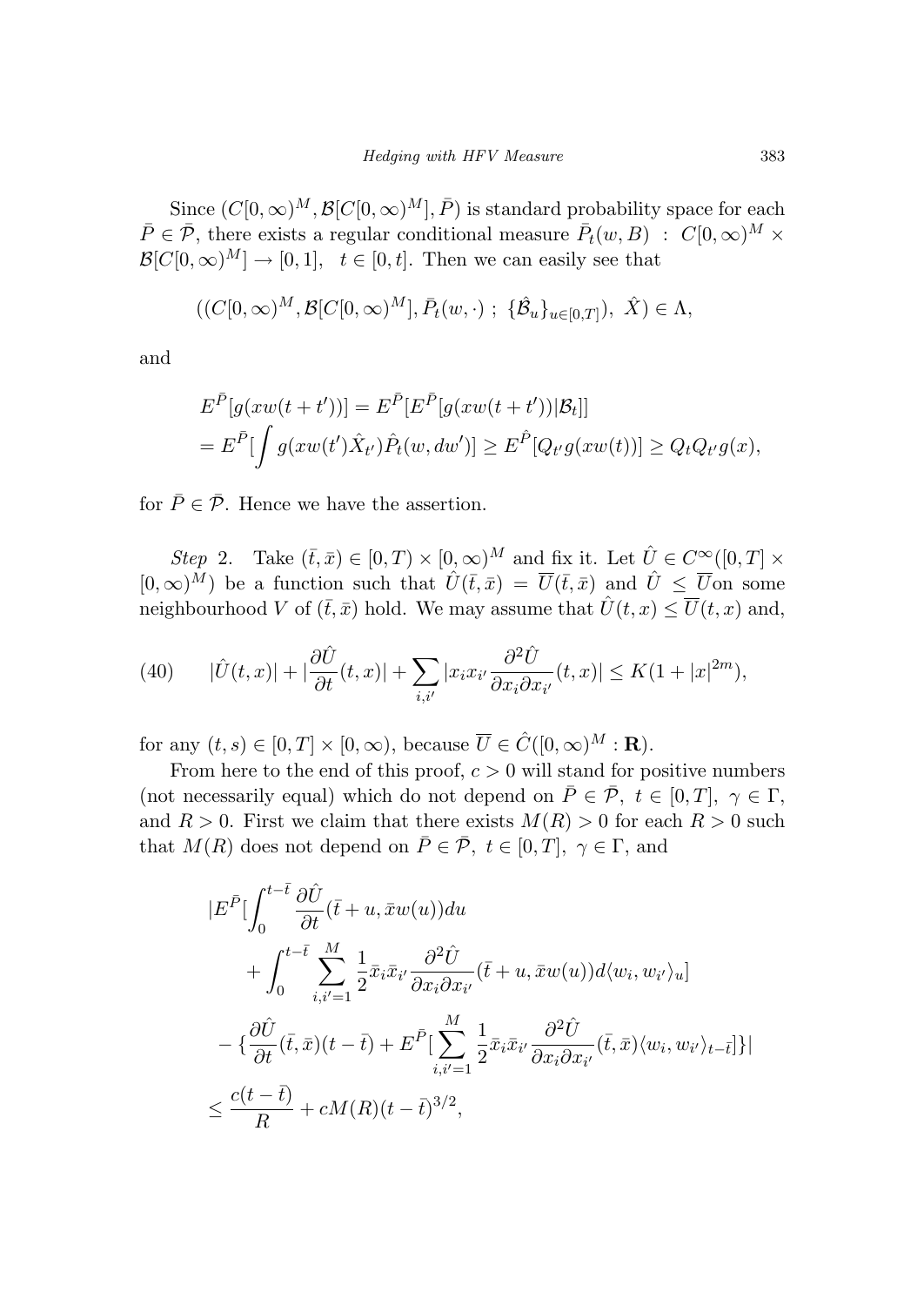Since $(C[0,\infty)^M, \mathcal{B}[C[0,\infty)^M], \bar{P})$ is standard probability space for each $\bar{P} \in \bar{\mathcal{P}}$, there exists a regular conditional measure $\bar{P}_t(w, B) \ : \ C[0,\infty)^M \times \mathcal{B}[C[0,\infty)^M] \to [0,1], \quad t \in [0,t]$. Then we can easily see that

$$((C[0,\infty)^M, \mathcal{B}[C[0,\infty)^M], \bar{P}_t(w,\cdot) \ ; \ \{\hat{\mathcal{B}}_u\}_{u\in[0,T]}), \ \hat{X}) \in \Lambda,$$

and

$$\begin{aligned}
&E^{\bar{P}}[g(xw(t+t'))] = E^{\bar{P}}[E^{\bar{P}}[g(xw(t+t'))|\mathcal{B}_t]] \\
&= E^{\bar{P}}[\int g(xw(t')\hat{X}_{t'})\hat{P}_t(w,dw')] \geq E^{\hat{P}}[Q_{t'}g(xw(t))] \geq Q_t Q_{t'} g(x),
\end{aligned}$$

for $\bar{P} \in \bar{\mathcal{P}}$. Hence we have the assertion.

*Step* 2. Take $(\bar{t}, \bar{x}) \in [0,T) \times [0,\infty)^M$ and fix it. Let $\hat{U} \in C^\infty([0,T] \times [0,\infty)^M)$ be a function such that $\hat{U}(\bar{t},\bar{x}) = \overline{U}(\bar{t},\bar{x})$ and $\hat{U} \leq \overline{U}$on some neighbourhood $V$ of $(\bar{t},\bar{x})$ hold. We may assume that $\hat{U}(t,x) \leq \overline{U}(t,x)$ and,

$$|\hat{U}(t,x)| + |\frac{\partial \hat{U}}{\partial t}(t,x)| + \sum_{i,i'} |x_i x_{i'} \frac{\partial^2 \hat{U}}{\partial x_i \partial x_{i'}}(t,x)| \leq K(1 + |x|^{2m}), \tag{40}$$

for any $(t,s) \in [0,T] \times [0,\infty)$, because $\overline{U} \in \hat{C}([0,\infty)^M : \mathbf{R})$.

From here to the end of this proof, $c > 0$ will stand for positive numbers (not necessarily equal) which do not depend on $\bar{P} \in \bar{\mathcal{P}}, \ t \in [0,T], \ \gamma \in \Gamma$, and $R > 0$. First we claim that there exists $M(R) > 0$ for each $R > 0$ such that $M(R)$ does not depend on $\bar{P} \in \bar{\mathcal{P}}, \ t \in [0,T], \ \gamma \in \Gamma$, and

$$\begin{aligned}
&|E^{\bar{P}}[\int_0^{t-\bar{t}} \frac{\partial \hat{U}}{\partial t}(\bar{t}+u, \bar{x}w(u))du \\
&\quad + \int_0^{t-\bar{t}} \sum_{i,i'=1}^M \frac{1}{2}\bar{x}_i\bar{x}_{i'} \frac{\partial^2 \hat{U}}{\partial x_i \partial x_{i'}}(\bar{t}+u, \bar{x}w(u))d\langle w_i, w_{i'}\rangle_u] \\
&- \{\frac{\partial \hat{U}}{\partial t}(\bar{t},\bar{x})(t-\bar{t}) + E^{\bar{P}}[\sum_{i,i'=1}^M \frac{1}{2}\bar{x}_i\bar{x}_{i'}\frac{\partial^2 \hat{U}}{\partial x_i \partial x_{i'}}(\bar{t},\bar{x})\langle w_i, w_{i'}\rangle_{t-\bar{t}}]\}| \\
&\leq \frac{c(t-\bar{t})}{R} + cM(R)(t-\bar{t})^{3/2},
\end{aligned}$$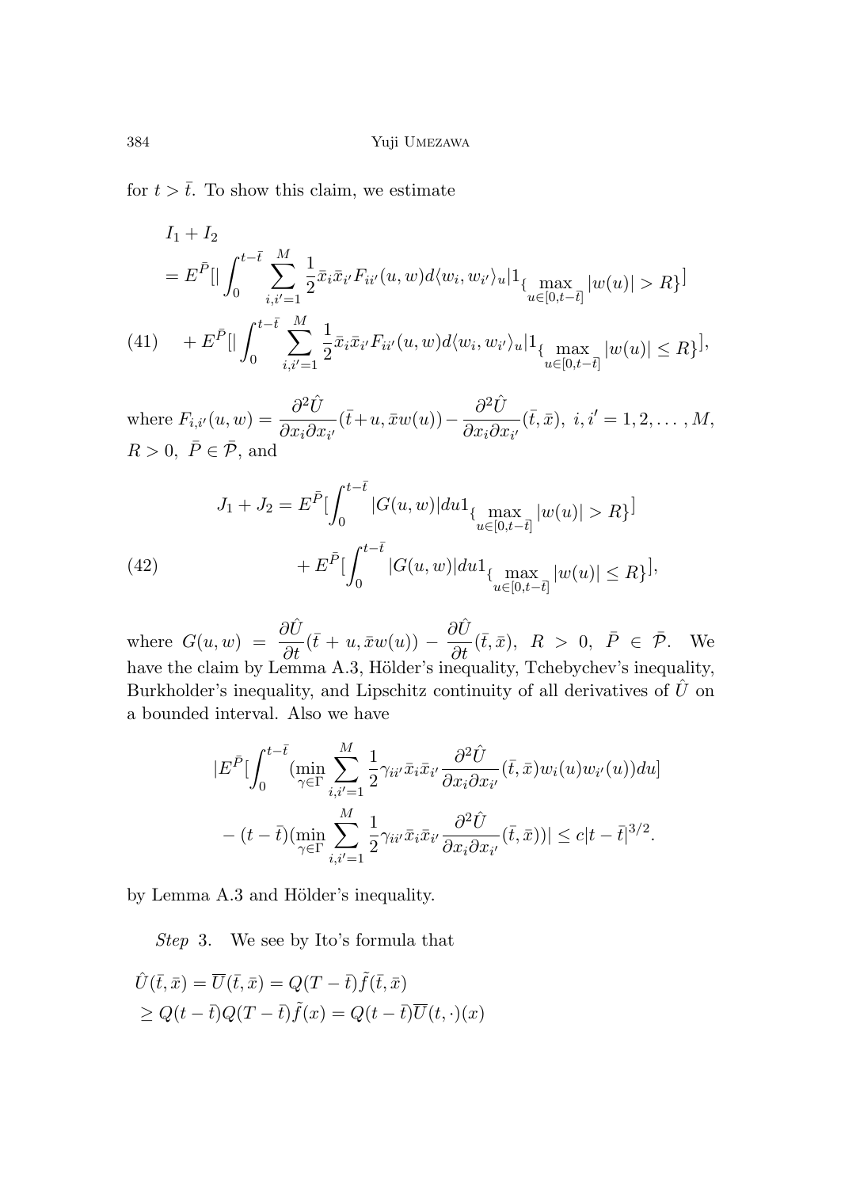for $t > \bar{t}$. To show this claim, we estimate

$$
\begin{aligned}
&I_1 + I_2 \\
&= E^{\bar{P}}[|\int_0^{t-\bar{t}} \sum_{i,i'=1}^{M} \frac{1}{2}\bar{x}_i\bar{x}_{i'} F_{ii'}(u,w) d\langle w_i, w_{i'}\rangle_u | 1_{\{\max_{u\in[0,t-\bar{t}]} |w(u)| > R\}}] \\
&\quad + E^{\bar{P}}[|\int_0^{t-\bar{t}} \sum_{i,i'=1}^{M} \frac{1}{2}\bar{x}_i\bar{x}_{i'} F_{ii'}(u,w) d\langle w_i, w_{i'}\rangle_u | 1_{\{\max_{u\in[0,t-\bar{t}]} |w(u)| \le R\}}],
\end{aligned} \tag{41}
$$

where $F_{i,i'}(u,w) = \dfrac{\partial^2 \hat{U}}{\partial x_i \partial x_{i'}}(\bar{t}+u, \bar{x}w(u)) - \dfrac{\partial^2 \hat{U}}{\partial x_i \partial x_{i'}}(\bar{t},\bar{x}),\ i,i' = 1,2,\ldots,M$, $R > 0,\ \bar{P} \in \bar{\mathcal{P}}$, and

$$
\begin{aligned}
J_1 + J_2 &= E^{\bar{P}}[\int_0^{t-\bar{t}} |G(u,w)| du 1_{\{\max_{u\in[0,t-\bar{t}]} |w(u)| > R\}}] \\
&\quad + E^{\bar{P}}[\int_0^{t-\bar{t}} |G(u,w)| du 1_{\{\max_{u\in[0,t-\bar{t}]} |w(u)| \le R\}}],
\end{aligned} \tag{42}
$$

where $G(u,w) = \dfrac{\partial \hat{U}}{\partial t}(\bar{t}+u, \bar{x}w(u)) - \dfrac{\partial \hat{U}}{\partial t}(\bar{t},\bar{x}),\ R > 0,\ \bar{P} \in \bar{\mathcal{P}}$. We have the claim by Lemma A.3, Hölder's inequality, Tchebychev's inequality, Burkholder's inequality, and Lipschitz continuity of all derivatives of $\hat{U}$ on a bounded interval. Also we have

$$
\begin{aligned}
&|E^{\bar{P}}[\int_0^{t-\bar{t}} (\min_{\gamma\in\Gamma} \sum_{i,i'=1}^{M} \frac{1}{2}\gamma_{ii'}\bar{x}_i\bar{x}_{i'} \frac{\partial^2 \hat{U}}{\partial x_i \partial x_{i'}}(\bar{t},\bar{x}) w_i(u) w_{i'}(u)) du] \\
&\quad - (t-\bar{t})(\min_{\gamma\in\Gamma} \sum_{i,i'=1}^{M} \frac{1}{2}\gamma_{ii'}\bar{x}_i\bar{x}_{i'} \frac{\partial^2 \hat{U}}{\partial x_i \partial x_{i'}}(\bar{t},\bar{x}))| \le c|t-\bar{t}|^{3/2}.
\end{aligned}
$$

by Lemma A.3 and Hölder's inequality.

*Step* 3. We see by Ito's formula that

$$
\begin{aligned}
&\hat{U}(\bar{t},\bar{x}) = \overline{U}(\bar{t},\bar{x}) = Q(T-\bar{t})\tilde{f}(\bar{t},\bar{x}) \\
&\ge Q(t-\bar{t})Q(T-\bar{t})\tilde{f}(x) = Q(t-\bar{t})\overline{U}(t,\cdot)(x)
\end{aligned}
$$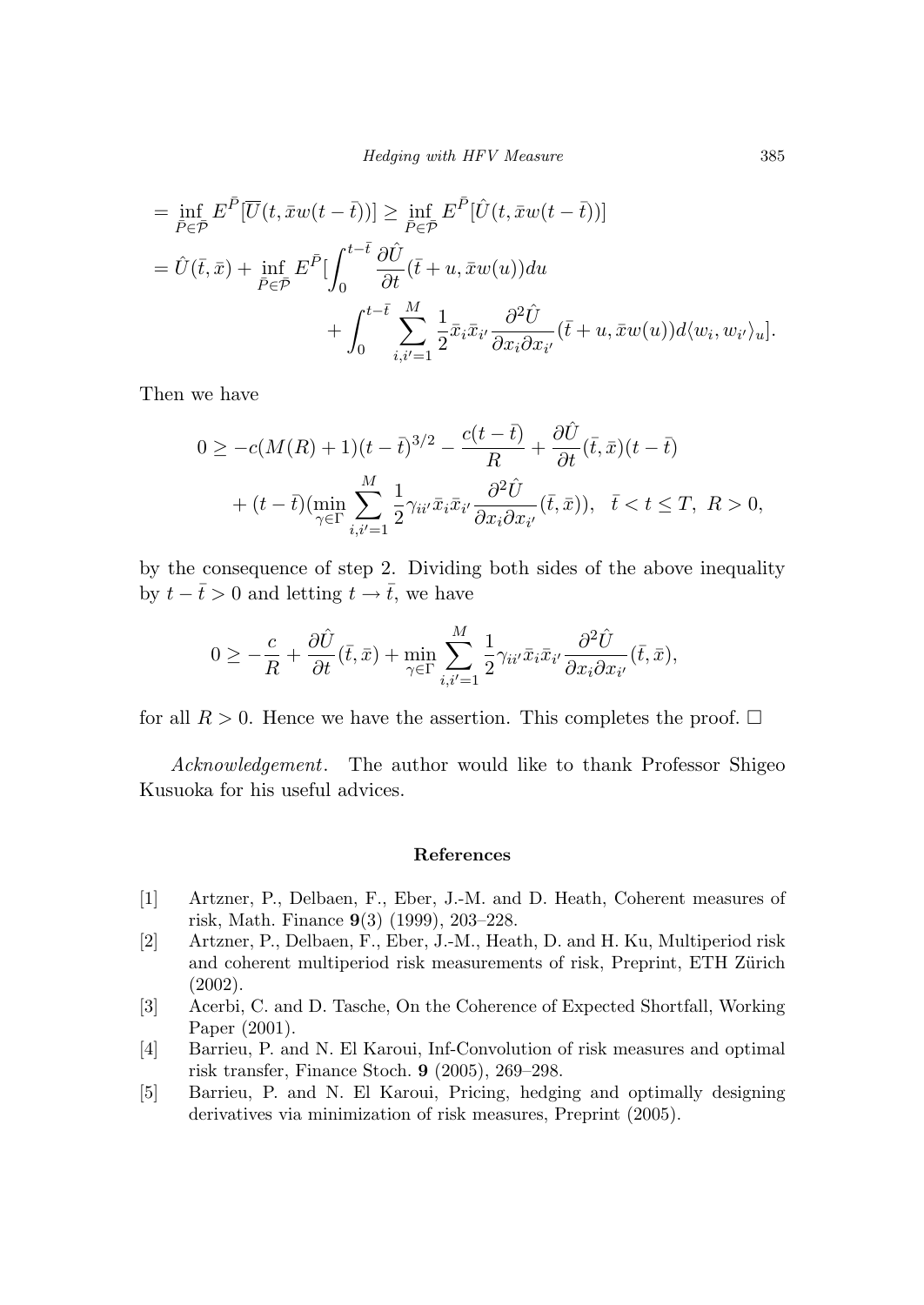$$
\begin{aligned}
&= \inf_{\bar{P}\in\bar{\mathcal{P}}} E^{\bar{P}}[\overline{U}(t, \bar{x}w(t-\bar{t}))] \geq \inf_{\bar{P}\in\bar{\mathcal{P}}} E^{\bar{P}}[\hat{U}(t, \bar{x}w(t-\bar{t}))] \\
&= \hat{U}(\bar{t}, \bar{x}) + \inf_{\bar{P}\in\bar{\mathcal{P}}} E^{\bar{P}}[\int_0^{t-\bar{t}} \frac{\partial \hat{U}}{\partial t}(\bar{t}+u, \bar{x}w(u))du \\
&\qquad\qquad + \int_0^{t-\bar{t}} \sum_{i,i'=1}^{M} \frac{1}{2}\bar{x}_i \bar{x}_{i'} \frac{\partial^2 \hat{U}}{\partial x_i \partial x_{i'}}(\bar{t}+u, \bar{x}w(u)) d\langle w_i, w_{i'}\rangle_u].
\end{aligned}
$$

Then we have

$$
\begin{aligned}
0 \geq& -c(M(R)+1)(t-\bar{t})^{3/2} - \frac{c(t-\bar{t})}{R} + \frac{\partial \hat{U}}{\partial t}(\bar{t}, \bar{x})(t-\bar{t}) \\
&+ (t-\bar{t})(\min_{\gamma\in\Gamma} \sum_{i,i'=1}^{M} \frac{1}{2}\gamma_{ii'}\bar{x}_i\bar{x}_{i'} \frac{\partial^2 \hat{U}}{\partial x_i \partial x_{i'}}(\bar{t}, \bar{x})), \quad \bar{t} < t \leq T,\ R > 0,
\end{aligned}
$$

by the consequence of step 2. Dividing both sides of the above inequality by $t - \bar{t} > 0$ and letting $t \to \bar{t}$, we have

$$
0 \geq -\frac{c}{R} + \frac{\partial \hat{U}}{\partial t}(\bar{t}, \bar{x}) + \min_{\gamma\in\Gamma} \sum_{i,i'=1}^{M} \frac{1}{2}\gamma_{ii'}\bar{x}_i\bar{x}_{i'} \frac{\partial^2 \hat{U}}{\partial x_i \partial x_{i'}}(\bar{t}, \bar{x}),
$$

for all $R > 0$. Hence we have the assertion. This completes the proof. □

*Acknowledgement*. The author would like to thank Professor Shigeo Kusuoka for his useful advices.

## References

[1] Artzner, P., Delbaen, F., Eber, J.-M. and D. Heath, Coherent measures of risk, Math. Finance **9**(3) (1999), 203–228.

[2] Artzner, P., Delbaen, F., Eber, J.-M., Heath, D. and H. Ku, Multiperiod risk and coherent multiperiod risk measurements of risk, Preprint, ETH Zürich (2002).

[3] Acerbi, C. and D. Tasche, On the Coherence of Expected Shortfall, Working Paper (2001).

[4] Barrieu, P. and N. El Karoui, Inf-Convolution of risk measures and optimal risk transfer, Finance Stoch. **9** (2005), 269–298.

[5] Barrieu, P. and N. El Karoui, Pricing, hedging and optimally designing derivatives via minimization of risk measures, Preprint (2005).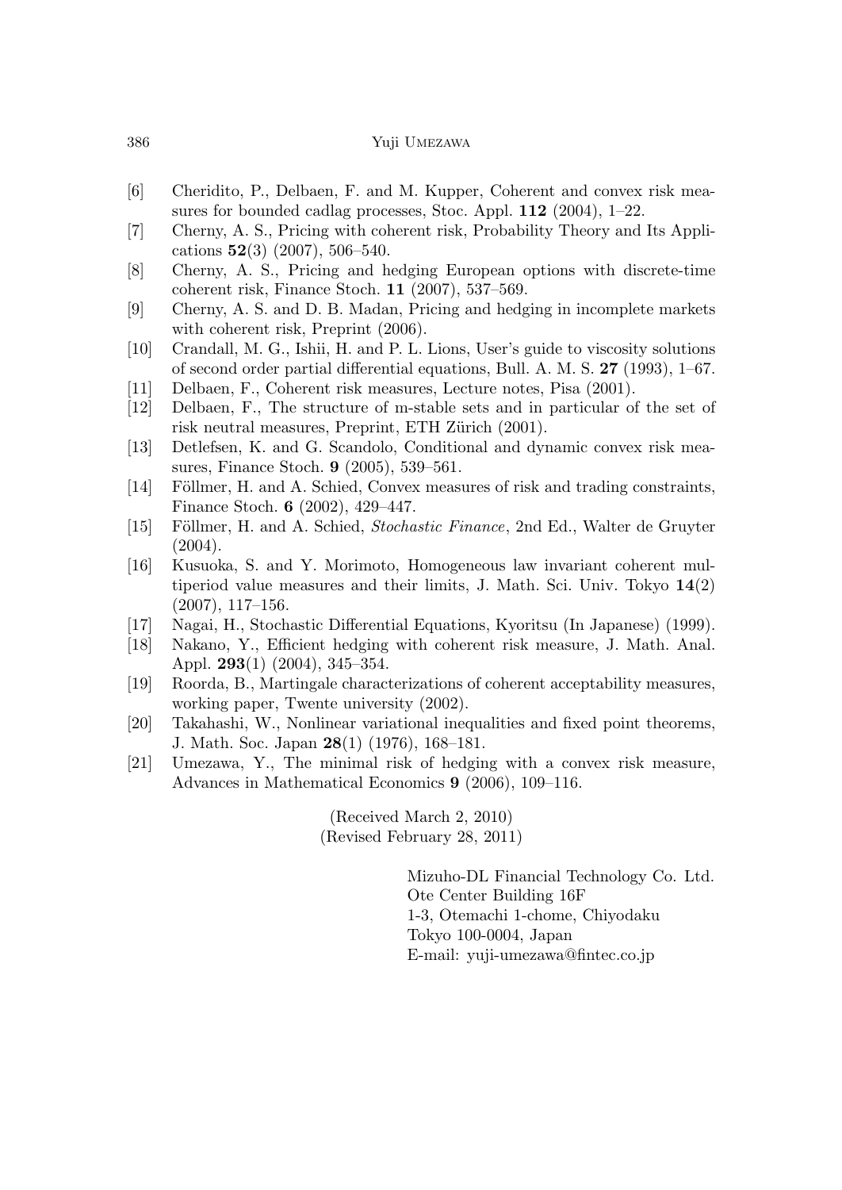[6] Cheridito, P., Delbaen, F. and M. Kupper, Coherent and convex risk measures for bounded cadlag processes, Stoc. Appl. **112** (2004), 1–22.

[7] Cherny, A. S., Pricing with coherent risk, Probability Theory and Its Applications **52**(3) (2007), 506–540.

[8] Cherny, A. S., Pricing and hedging European options with discrete-time coherent risk, Finance Stoch. **11** (2007), 537–569.

[9] Cherny, A. S. and D. B. Madan, Pricing and hedging in incomplete markets with coherent risk, Preprint (2006).

[10] Crandall, M. G., Ishii, H. and P. L. Lions, User's guide to viscosity solutions of second order partial differential equations, Bull. A. M. S. **27** (1993), 1–67.

[11] Delbaen, F., Coherent risk measures, Lecture notes, Pisa (2001).

[12] Delbaen, F., The structure of m-stable sets and in particular of the set of risk neutral measures, Preprint, ETH Zürich (2001).

[13] Detlefsen, K. and G. Scandolo, Conditional and dynamic convex risk measures, Finance Stoch. **9** (2005), 539–561.

[14] Föllmer, H. and A. Schied, Convex measures of risk and trading constraints, Finance Stoch. **6** (2002), 429–447.

[15] Föllmer, H. and A. Schied, *Stochastic Finance*, 2nd Ed., Walter de Gruyter (2004).

[16] Kusuoka, S. and Y. Morimoto, Homogeneous law invariant coherent multiperiod value measures and their limits, J. Math. Sci. Univ. Tokyo **14**(2) (2007), 117–156.

[17] Nagai, H., Stochastic Differential Equations, Kyoritsu (In Japanese) (1999).

[18] Nakano, Y., Efficient hedging with coherent risk measure, J. Math. Anal. Appl. **293**(1) (2004), 345–354.

[19] Roorda, B., Martingale characterizations of coherent acceptability measures, working paper, Twente university (2002).

[20] Takahashi, W., Nonlinear variational inequalities and fixed point theorems, J. Math. Soc. Japan **28**(1) (1976), 168–181.

[21] Umezawa, Y., The minimal risk of hedging with a convex risk measure, Advances in Mathematical Economics **9** (2006), 109–116.

(Received March 2, 2010)
(Revised February 28, 2011)

Mizuho-DL Financial Technology Co. Ltd.
Ote Center Building 16F
1-3, Otemachi 1-chome, Chiyodaku
Tokyo 100-0004, Japan
E-mail: yuji-umezawa@fintec.co.jp